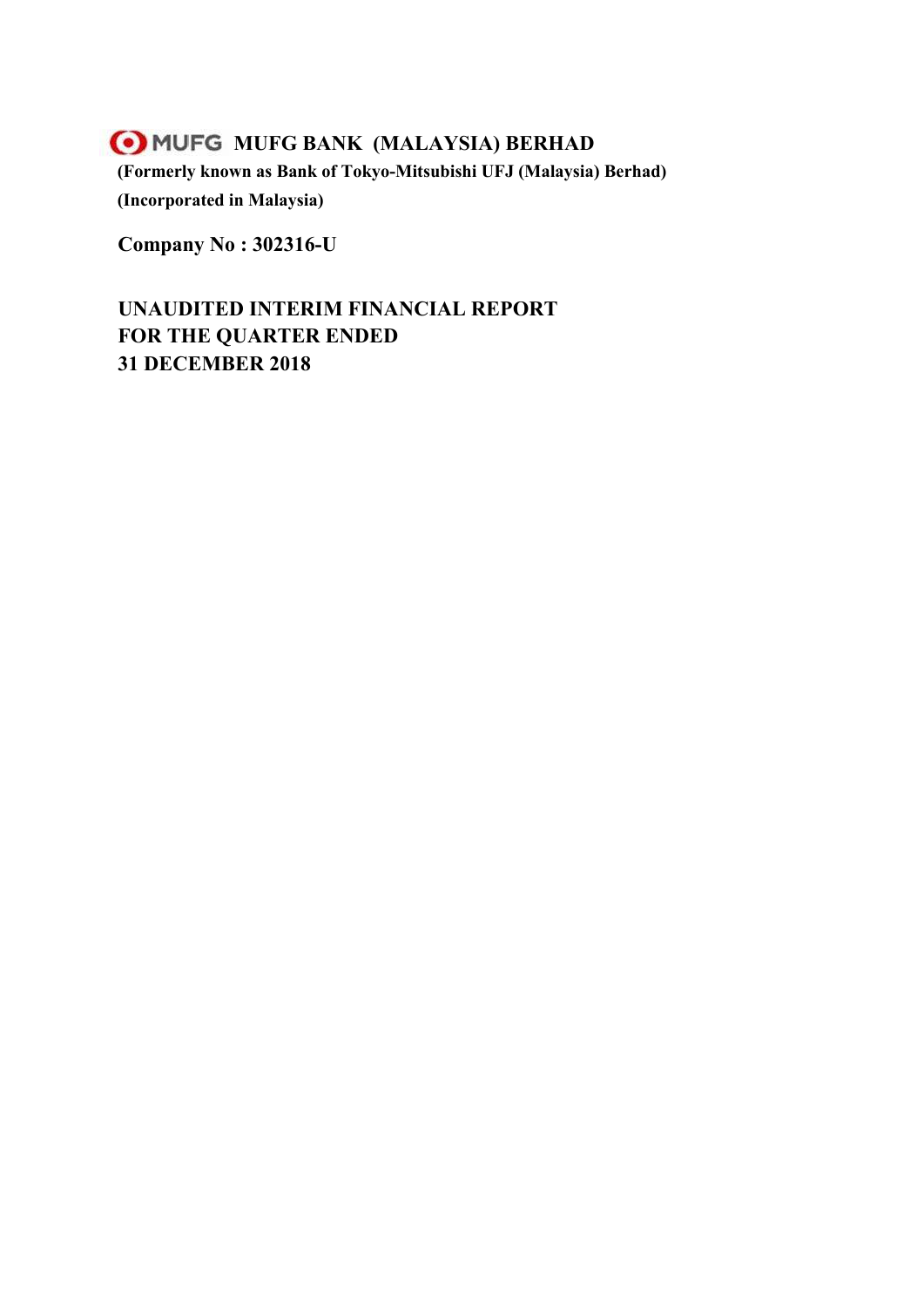# MUFG BANK (MALAYSIA) BERHAD

**(Formerly known as Bank of Tokyo-Mitsubishi UFJ (Malaysia) Berhad)**

**(Incorporated in Malaysia)**

**Company No : 302316-U**

## UNAUDITED INTERIM FINANCIAL REPORT FOR THE QUARTER ENDED 31 DECEMBER 2018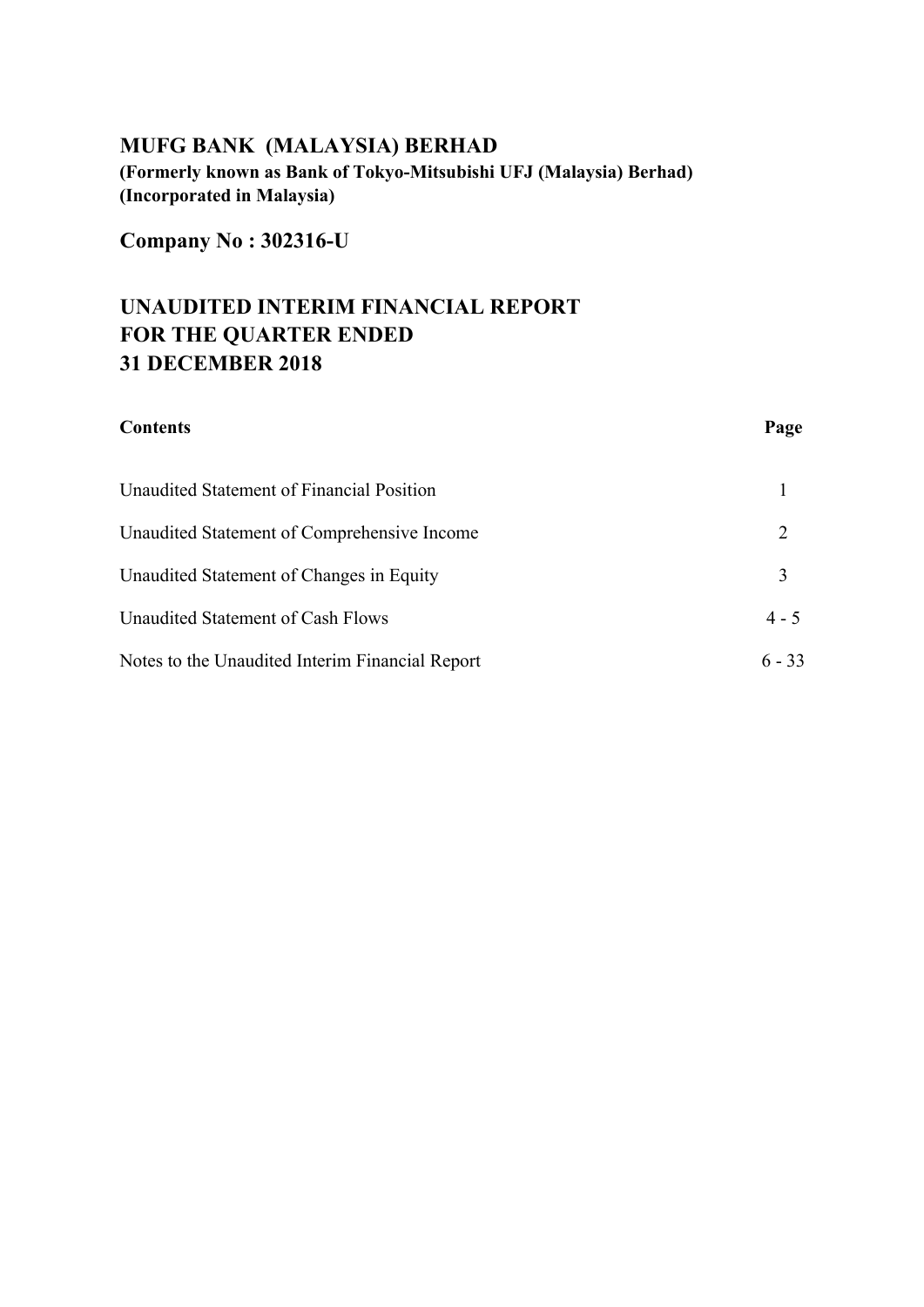# MUFG BANK (MALAYSIA) BERHAD

**(Formerly known as Bank of Tokyo-Mitsubishi UFJ (Malaysia) Berhad)**
**(Incorporated in Malaysia)**

## Company No : 302316-U

## UNAUDITED INTERIM FINANCIAL REPORT FOR THE QUARTER ENDED 31 DECEMBER 2018

| **Contents** | **Page** |
|---|---|
| Unaudited Statement of Financial Position | 1 |
| Unaudited Statement of Comprehensive Income | 2 |
| Unaudited Statement of Changes in Equity | 3 |
| Unaudited Statement of Cash Flows | 4 - 5 |
| Notes to the Unaudited Interim Financial Report | 6 - 33 |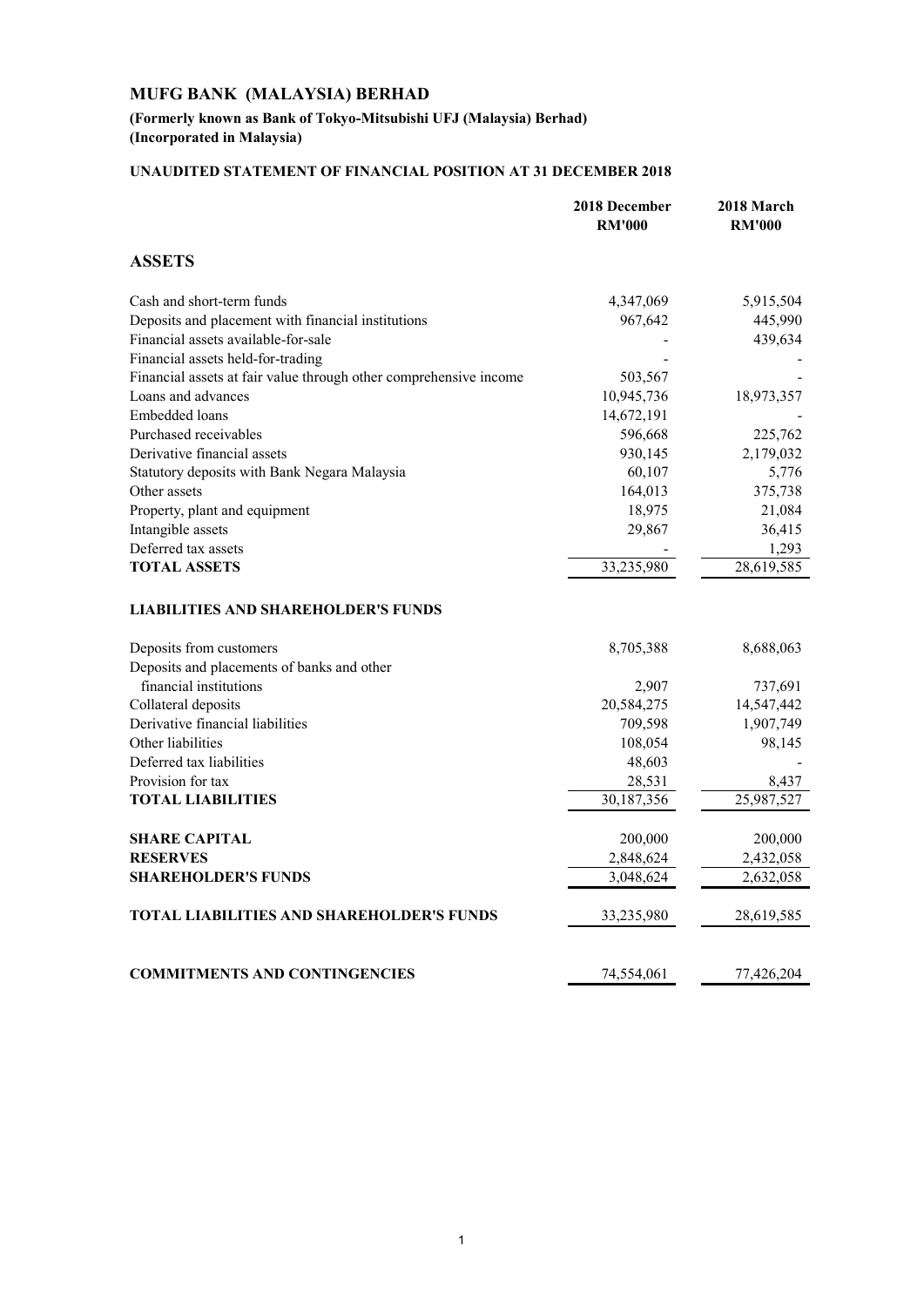# MUFG BANK (MALAYSIA) BERHAD

**(Formerly known as Bank of Tokyo-Mitsubishi UFJ (Malaysia) Berhad)**
**(Incorporated in Malaysia)**

**UNAUDITED STATEMENT OF FINANCIAL POSITION AT 31 DECEMBER 2018**

| | 2018 December RM'000 | 2018 March RM'000 |
|---|---|---|
| **ASSETS** | | |
| Cash and short-term funds | 4,347,069 | 5,915,504 |
| Deposits and placement with financial institutions | 967,642 | 445,990 |
| Financial assets available-for-sale | - | 439,634 |
| Financial assets held-for-trading | - | - |
| Financial assets at fair value through other comprehensive income | 503,567 | - |
| Loans and advances | 10,945,736 | 18,973,357 |
| Embedded loans | 14,672,191 | - |
| Purchased receivables | 596,668 | 225,762 |
| Derivative financial assets | 930,145 | 2,179,032 |
| Statutory deposits with Bank Negara Malaysia | 60,107 | 5,776 |
| Other assets | 164,013 | 375,738 |
| Property, plant and equipment | 18,975 | 21,084 |
| Intangible assets | 29,867 | 36,415 |
| Deferred tax assets | - | 1,293 |
| **TOTAL ASSETS** | 33,235,980 | 28,619,585 |
| | | |
| **LIABILITIES AND SHAREHOLDER'S FUNDS** | | |
| Deposits from customers | 8,705,388 | 8,688,063 |
| Deposits and placements of banks and other financial institutions | 2,907 | 737,691 |
| Collateral deposits | 20,584,275 | 14,547,442 |
| Derivative financial liabilities | 709,598 | 1,907,749 |
| Other liabilities | 108,054 | 98,145 |
| Deferred tax liabilities | 48,603 | - |
| Provision for tax | 28,531 | 8,437 |
| **TOTAL LIABILITIES** | 30,187,356 | 25,987,527 |
| | | |
| **SHARE CAPITAL** | 200,000 | 200,000 |
| **RESERVES** | 2,848,624 | 2,432,058 |
| **SHAREHOLDER'S FUNDS** | 3,048,624 | 2,632,058 |
| | | |
| **TOTAL LIABILITIES AND SHAREHOLDER'S FUNDS** | 33,235,980 | 28,619,585 |
| | | |
| **COMMITMENTS AND CONTINGENCIES** | 74,554,061 | 77,426,204 |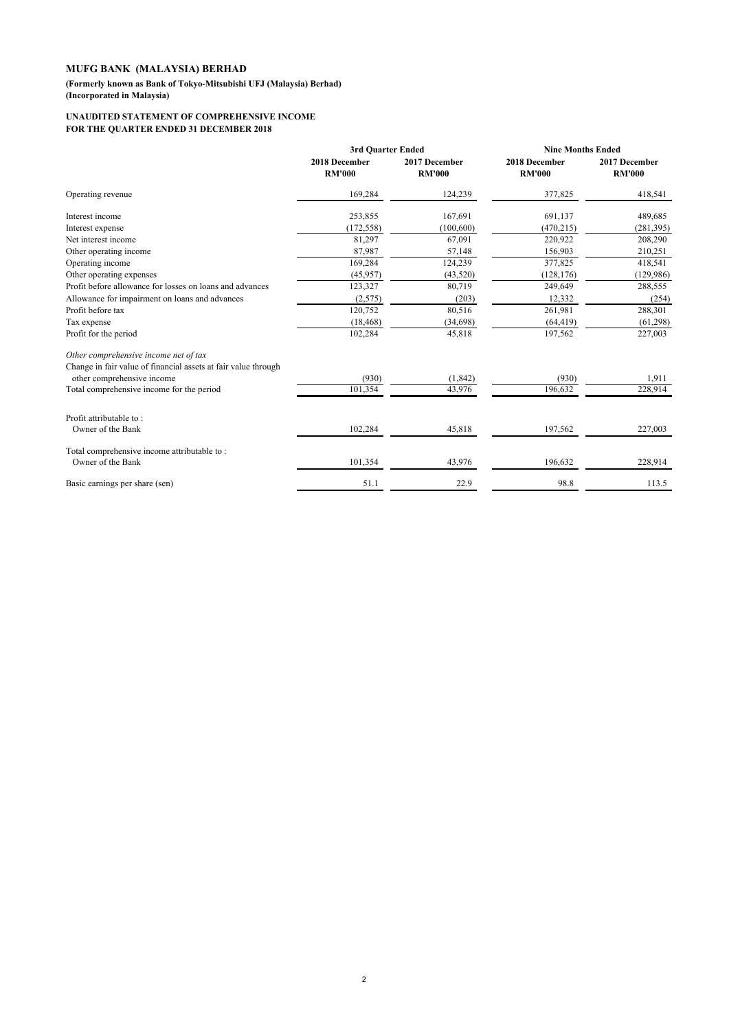# MUFG BANK (MALAYSIA) BERHAD

**(Formerly known as Bank of Tokyo-Mitsubishi UFJ (Malaysia) Berhad)**
**(Incorporated in Malaysia)**

**UNAUDITED STATEMENT OF COMPREHENSIVE INCOME**
**FOR THE QUARTER ENDED 31 DECEMBER 2018**

| | 3rd Quarter Ended | | Nine Months Ended | |
|---|---|---|---|---|
| | 2018 December RM'000 | 2017 December RM'000 | 2018 December RM'000 | 2017 December RM'000 |
| Operating revenue | 169,284 | 124,239 | 377,825 | 418,541 |
| Interest income | 253,855 | 167,691 | 691,137 | 489,685 |
| Interest expense | (172,558) | (100,600) | (470,215) | (281,395) |
| Net interest income | 81,297 | 67,091 | 220,922 | 208,290 |
| Other operating income | 87,987 | 57,148 | 156,903 | 210,251 |
| Operating income | 169,284 | 124,239 | 377,825 | 418,541 |
| Other operating expenses | (45,957) | (43,520) | (128,176) | (129,986) |
| Profit before allowance for losses on loans and advances | 123,327 | 80,719 | 249,649 | 288,555 |
| Allowance for impairment on loans and advances | (2,575) | (203) | 12,332 | (254) |
| Profit before tax | 120,752 | 80,516 | 261,981 | 288,301 |
| Tax expense | (18,468) | (34,698) | (64,419) | (61,298) |
| Profit for the period | 102,284 | 45,818 | 197,562 | 227,003 |
| *Other comprehensive income net of tax* | | | | |
| Change in fair value of financial assets at fair value through other comprehensive income | (930) | (1,842) | (930) | 1,911 |
| Total comprehensive income for the period | 101,354 | 43,976 | 196,632 | 228,914 |
| Profit attributable to : | | | | |
| Owner of the Bank | 102,284 | 45,818 | 197,562 | 227,003 |
| Total comprehensive income attributable to : | | | | |
| Owner of the Bank | 101,354 | 43,976 | 196,632 | 228,914 |
| Basic earnings per share (sen) | 51.1 | 22.9 | 98.8 | 113.5 |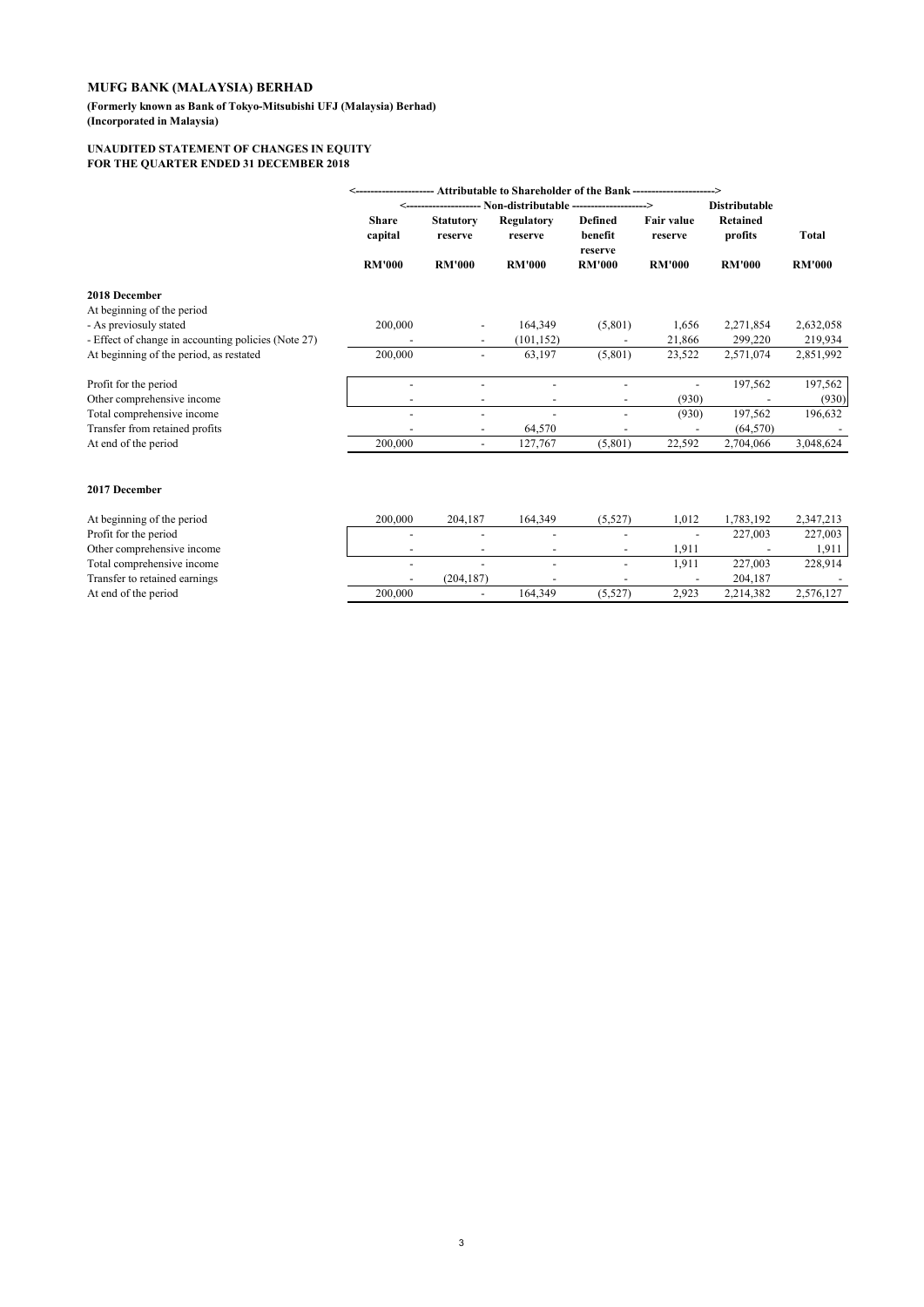**MUFG BANK (MALAYSIA) BERHAD**

**(Formerly known as Bank of Tokyo-Mitsubishi UFJ (Malaysia) Berhad)**
**(Incorporated in Malaysia)**

**UNAUDITED STATEMENT OF CHANGES IN EQUITY**
**FOR THE QUARTER ENDED 31 DECEMBER 2018**

| | <---------- Attributable to Shareholder of the Bank ---------- | | | | | | > |
|---|---|---|---|---|---|---|---|
| | <---------- Non-distributable | | | ----------> | | Distributable | |
| | **Share capital** | **Statutory reserve** | **Regulatory reserve** | **Defined benefit reserve** | **Fair value reserve** | **Retained profits** | **Total** |
| | **RM'000** | **RM'000** | **RM'000** | **RM'000** | **RM'000** | **RM'000** | **RM'000** |
| **2018 December** | | | | | | | |
| At beginning of the period | | | | | | | |
| - As previosuly stated | 200,000 | - | 164,349 | (5,801) | 1,656 | 2,271,854 | 2,632,058 |
| - Effect of change in accounting policies (Note 27) | - | - | (101,152) | - | 21,866 | 299,220 | 219,934 |
| At beginning of the period, as restated | 200,000 | - | 63,197 | (5,801) | 23,522 | 2,571,074 | 2,851,992 |
| Profit for the period | - | - | - | - | - | 197,562 | 197,562 |
| Other comprehensive income | - | - | - | - | (930) | - | (930) |
| Total comprehensive income | - | - | - | - | (930) | 197,562 | 196,632 |
| Transfer from retained profits | - | - | 64,570 | - | - | (64,570) | - |
| At end of the period | 200,000 | - | 127,767 | (5,801) | 22,592 | 2,704,066 | 3,048,624 |
| **2017 December** | | | | | | | |
| At beginning of the period | 200,000 | 204,187 | 164,349 | (5,527) | 1,012 | 1,783,192 | 2,347,213 |
| Profit for the period | - | - | - | - | - | 227,003 | 227,003 |
| Other comprehensive income | - | - | - | - | 1,911 | - | 1,911 |
| Total comprehensive income | - | - | - | - | 1,911 | 227,003 | 228,914 |
| Transfer to retained earnings | - | (204,187) | - | - | - | 204,187 | - |
| At end of the period | 200,000 | - | 164,349 | (5,527) | 2,923 | 2,214,382 | 2,576,127 |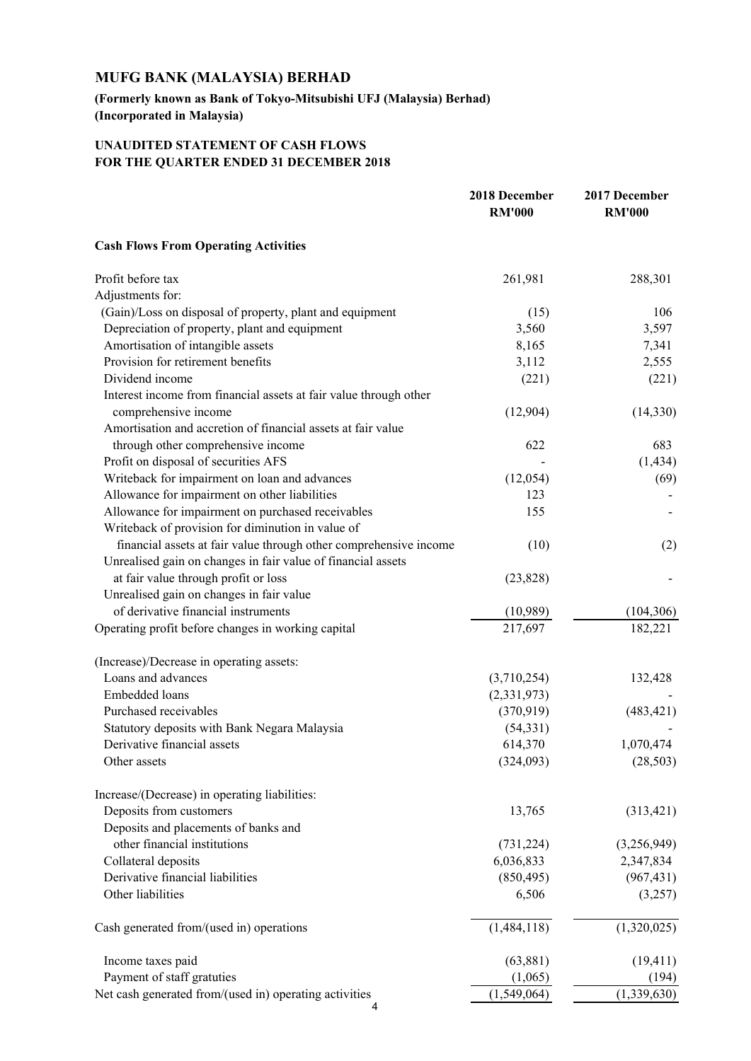# MUFG BANK (MALAYSIA) BERHAD

**(Formerly known as Bank of Tokyo-Mitsubishi UFJ (Malaysia) Berhad)**
**(Incorporated in Malaysia)**

## UNAUDITED STATEMENT OF CASH FLOWS
## FOR THE QUARTER ENDED 31 DECEMBER 2018

| | 2018 December RM'000 | 2017 December RM'000 |
|---|---|---|
| **Cash Flows From Operating Activities** | | |
| Profit before tax | 261,981 | 288,301 |
| Adjustments for: | | |
| (Gain)/Loss on disposal of property, plant and equipment | (15) | 106 |
| Depreciation of property, plant and equipment | 3,560 | 3,597 |
| Amortisation of intangible assets | 8,165 | 7,341 |
| Provision for retirement benefits | 3,112 | 2,555 |
| Dividend income | (221) | (221) |
| Interest income from financial assets at fair value through other comprehensive income | (12,904) | (14,330) |
| Amortisation and accretion of financial assets at fair value through other comprehensive income | 622 | 683 |
| Profit on disposal of securities AFS | - | (1,434) |
| Writeback for impairment on loan and advances | (12,054) | (69) |
| Allowance for impairment on other liabilities | 123 | - |
| Allowance for impairment on purchased receivables | 155 | - |
| Writeback of provision for diminution in value of financial assets at fair value through other comprehensive income | (10) | (2) |
| Unrealised gain on changes in fair value of financial assets at fair value through profit or loss | (23,828) | - |
| Unrealised gain on changes in fair value of derivative financial instruments | (10,989) | (104,306) |
| Operating profit before changes in working capital | 217,697 | 182,221 |
| (Increase)/Decrease in operating assets: | | |
| Loans and advances | (3,710,254) | 132,428 |
| Embedded loans | (2,331,973) | - |
| Purchased receivables | (370,919) | (483,421) |
| Statutory deposits with Bank Negara Malaysia | (54,331) | - |
| Derivative financial assets | 614,370 | 1,070,474 |
| Other assets | (324,093) | (28,503) |
| Increase/(Decrease) in operating liabilities: | | |
| Deposits from customers | 13,765 | (313,421) |
| Deposits and placements of banks and other financial institutions | (731,224) | (3,256,949) |
| Collateral deposits | 6,036,833 | 2,347,834 |
| Derivative financial liabilities | (850,495) | (967,431) |
| Other liabilities | 6,506 | (3,257) |
| Cash generated from/(used in) operations | (1,484,118) | (1,320,025) |
| Income taxes paid | (63,881) | (19,411) |
| Payment of staff gratuties | (1,065) | (194) |
| Net cash generated from/(used in) operating activities | (1,549,064) | (1,339,630) |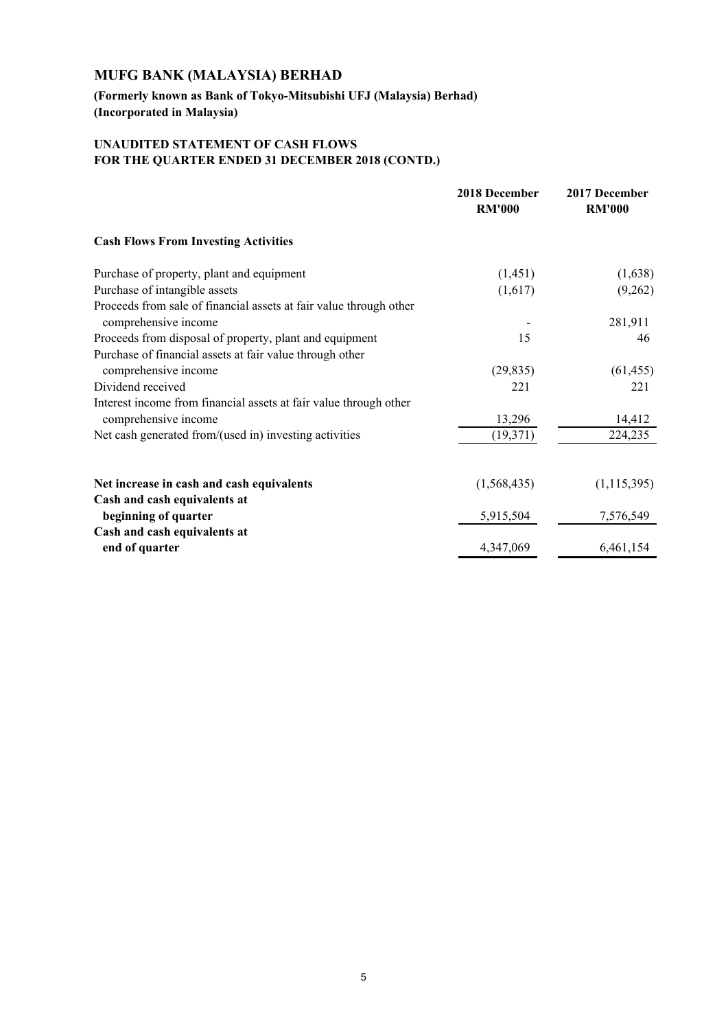# MUFG BANK (MALAYSIA) BERHAD

**(Formerly known as Bank of Tokyo-Mitsubishi UFJ (Malaysia) Berhad)**
**(Incorporated in Malaysia)**

**UNAUDITED STATEMENT OF CASH FLOWS**
**FOR THE QUARTER ENDED 31 DECEMBER 2018 (CONTD.)**

| | 2018 December RM'000 | 2017 December RM'000 |
|---|---|---|
| **Cash Flows From Investing Activities** | | |
| Purchase of property, plant and equipment | (1,451) | (1,638) |
| Purchase of intangible assets | (1,617) | (9,262) |
| Proceeds from sale of financial assets at fair value through other comprehensive income | - | 281,911 |
| Proceeds from disposal of property, plant and equipment | 15 | 46 |
| Purchase of financial assets at fair value through other comprehensive income | (29,835) | (61,455) |
| Dividend received | 221 | 221 |
| Interest income from financial assets at fair value through other comprehensive income | 13,296 | 14,412 |
| Net cash generated from/(used in) investing activities | (19,371) | 224,235 |
| | | |
| **Net increase in cash and cash equivalents** | (1,568,435) | (1,115,395) |
| **Cash and cash equivalents at beginning of quarter** | 5,915,504 | 7,576,549 |
| **Cash and cash equivalents at end of quarter** | 4,347,069 | 6,461,154 |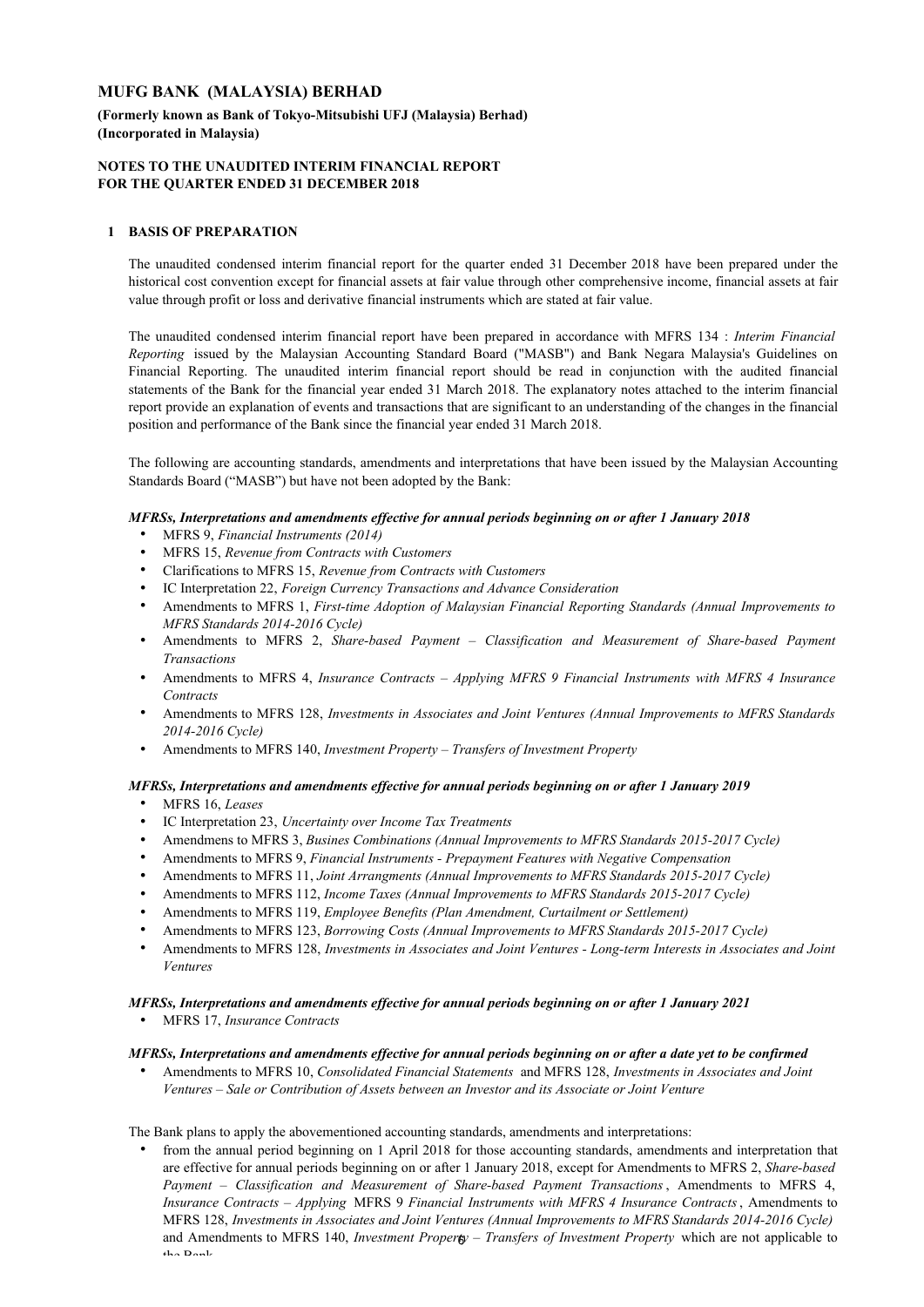# MUFG BANK (MALAYSIA) BERHAD

**(Formerly known as Bank of Tokyo-Mitsubishi UFJ (Malaysia) Berhad)**
**(Incorporated in Malaysia)**

**NOTES TO THE UNAUDITED INTERIM FINANCIAL REPORT**
**FOR THE QUARTER ENDED 31 DECEMBER 2018**

## 1 BASIS OF PREPARATION

The unaudited condensed interim financial report for the quarter ended 31 December 2018 have been prepared under the historical cost convention except for financial assets at fair value through other comprehensive income, financial assets at fair value through profit or loss and derivative financial instruments which are stated at fair value.

The unaudited condensed interim financial report have been prepared in accordance with MFRS 134 : *Interim Financial Reporting* issued by the Malaysian Accounting Standard Board ("MASB") and Bank Negara Malaysia's Guidelines on Financial Reporting. The unaudited interim financial report should be read in conjunction with the audited financial statements of the Bank for the financial year ended 31 March 2018. The explanatory notes attached to the interim financial report provide an explanation of events and transactions that are significant to an understanding of the changes in the financial position and performance of the Bank since the financial year ended 31 March 2018.

The following are accounting standards, amendments and interpretations that have been issued by the Malaysian Accounting Standards Board ("MASB") but have not been adopted by the Bank:

***MFRSs, Interpretations and amendments effective for annual periods beginning on or after 1 January 2018***

- MFRS 9, *Financial Instruments (2014)*
- MFRS 15, *Revenue from Contracts with Customers*
- Clarifications to MFRS 15, *Revenue from Contracts with Customers*
- IC Interpretation 22, *Foreign Currency Transactions and Advance Consideration*
- Amendments to MFRS 1, *First-time Adoption of Malaysian Financial Reporting Standards (Annual Improvements to MFRS Standards 2014-2016 Cycle)*
- Amendments to MFRS 2, *Share-based Payment – Classification and Measurement of Share-based Payment Transactions*
- Amendments to MFRS 4, *Insurance Contracts – Applying MFRS 9 Financial Instruments with MFRS 4 Insurance Contracts*
- Amendments to MFRS 128, *Investments in Associates and Joint Ventures (Annual Improvements to MFRS Standards 2014-2016 Cycle)*
- Amendments to MFRS 140, *Investment Property – Transfers of Investment Property*

***MFRSs, Interpretations and amendments effective for annual periods beginning on or after 1 January 2019***

- MFRS 16, *Leases*
- IC Interpretation 23, *Uncertainty over Income Tax Treatments*
- Amendmens to MFRS 3, *Busines Combinations (Annual Improvements to MFRS Standards 2015-2017 Cycle)*
- Amendments to MFRS 9, *Financial Instruments - Prepayment Features with Negative Compensation*
- Amendments to MFRS 11, *Joint Arrangments (Annual Improvements to MFRS Standards 2015-2017 Cycle)*
- Amendments to MFRS 112, *Income Taxes (Annual Improvements to MFRS Standards 2015-2017 Cycle)*
- Amendments to MFRS 119, *Employee Benefits (Plan Amendment, Curtailment or Settlement)*
- Amendments to MFRS 123, *Borrowing Costs (Annual Improvements to MFRS Standards 2015-2017 Cycle)*
- Amendments to MFRS 128, *Investments in Associates and Joint Ventures - Long-term Interests in Associates and Joint Ventures*

***MFRSs, Interpretations and amendments effective for annual periods beginning on or after 1 January 2021***

- MFRS 17, *Insurance Contracts*

***MFRSs, Interpretations and amendments effective for annual periods beginning on or after a date yet to be confirmed***

- Amendments to MFRS 10, *Consolidated Financial Statements* and MFRS 128, *Investments in Associates and Joint Ventures – Sale or Contribution of Assets between an Investor and its Associate or Joint Venture*

The Bank plans to apply the abovementioned accounting standards, amendments and interpretations:

- from the annual period beginning on 1 April 2018 for those accounting standards, amendments and interpretation that are effective for annual periods beginning on or after 1 January 2018, except for Amendments to MFRS 2, *Share-based Payment – Classification and Measurement of Share-based Payment Transactions*, Amendments to MFRS 4, *Insurance Contracts – Applying* MFRS 9 *Financial Instruments with MFRS 4 Insurance Contracts*, Amendments to MFRS 128, *Investments in Associates and Joint Ventures (Annual Improvements to MFRS Standards 2014-2016 Cycle)* and Amendments to MFRS 140, *Investment Property – Transfers of Investment Property* which are not applicable to the Bank.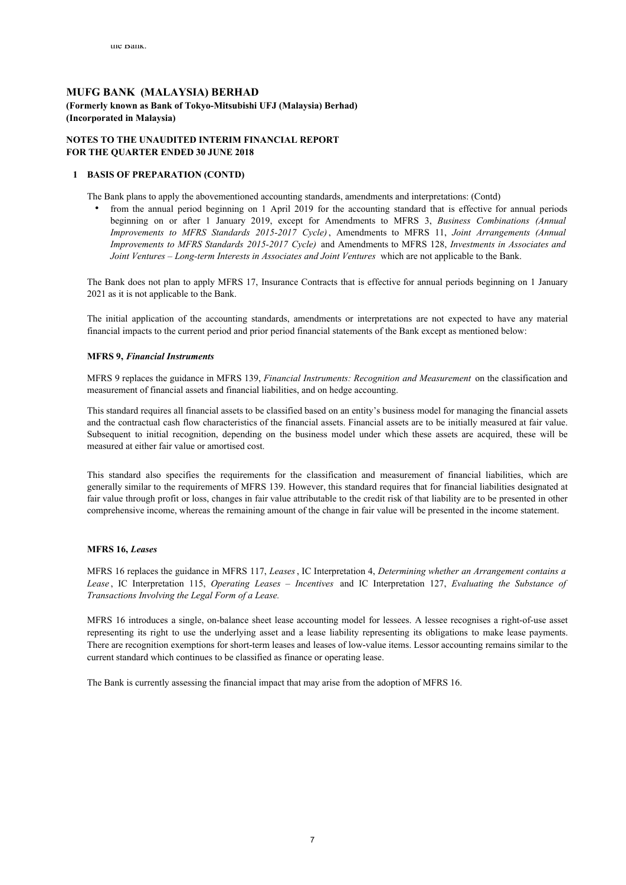# MUFG BANK (MALAYSIA) BERHAD

**(Formerly known as Bank of Tokyo-Mitsubishi UFJ (Malaysia) Berhad)**
**(Incorporated in Malaysia)**

**NOTES TO THE UNAUDITED INTERIM FINANCIAL REPORT**
**FOR THE QUARTER ENDED 30 JUNE 2018**

## 1 BASIS OF PREPARATION (CONTD)

The Bank plans to apply the abovementioned accounting standards, amendments and interpretations: (Contd)

- from the annual period beginning on 1 April 2019 for the accounting standard that is effective for annual periods beginning on or after 1 January 2019, except for Amendments to MFRS 3, *Business Combinations (Annual Improvements to MFRS Standards 2015-2017 Cycle)*, Amendments to MFRS 11, *Joint Arrangements (Annual Improvements to MFRS Standards 2015-2017 Cycle)* and Amendments to MFRS 128, *Investments in Associates and Joint Ventures – Long-term Interests in Associates and Joint Ventures* which are not applicable to the Bank.

The Bank does not plan to apply MFRS 17, Insurance Contracts that is effective for annual periods beginning on 1 January 2021 as it is not applicable to the Bank.

The initial application of the accounting standards, amendments or interpretations are not expected to have any material financial impacts to the current period and prior period financial statements of the Bank except as mentioned below:

**MFRS 9, *Financial Instruments***

MFRS 9 replaces the guidance in MFRS 139, *Financial Instruments: Recognition and Measurement* on the classification and measurement of financial assets and financial liabilities, and on hedge accounting.

This standard requires all financial assets to be classified based on an entity's business model for managing the financial assets and the contractual cash flow characteristics of the financial assets. Financial assets are to be initially measured at fair value. Subsequent to initial recognition, depending on the business model under which these assets are acquired, these will be measured at either fair value or amortised cost.

This standard also specifies the requirements for the classification and measurement of financial liabilities, which are generally similar to the requirements of MFRS 139. However, this standard requires that for financial liabilities designated at fair value through profit or loss, changes in fair value attributable to the credit risk of that liability are to be presented in other comprehensive income, whereas the remaining amount of the change in fair value will be presented in the income statement.

**MFRS 16, *Leases***

MFRS 16 replaces the guidance in MFRS 117, *Leases*, IC Interpretation 4, *Determining whether an Arrangement contains a Lease*, IC Interpretation 115, *Operating Leases – Incentives* and IC Interpretation 127, *Evaluating the Substance of Transactions Involving the Legal Form of a Lease.*

MFRS 16 introduces a single, on-balance sheet lease accounting model for lessees. A lessee recognises a right-of-use asset representing its right to use the underlying asset and a lease liability representing its obligations to make lease payments. There are recognition exemptions for short-term leases and leases of low-value items. Lessor accounting remains similar to the current standard which continues to be classified as finance or operating lease.

The Bank is currently assessing the financial impact that may arise from the adoption of MFRS 16.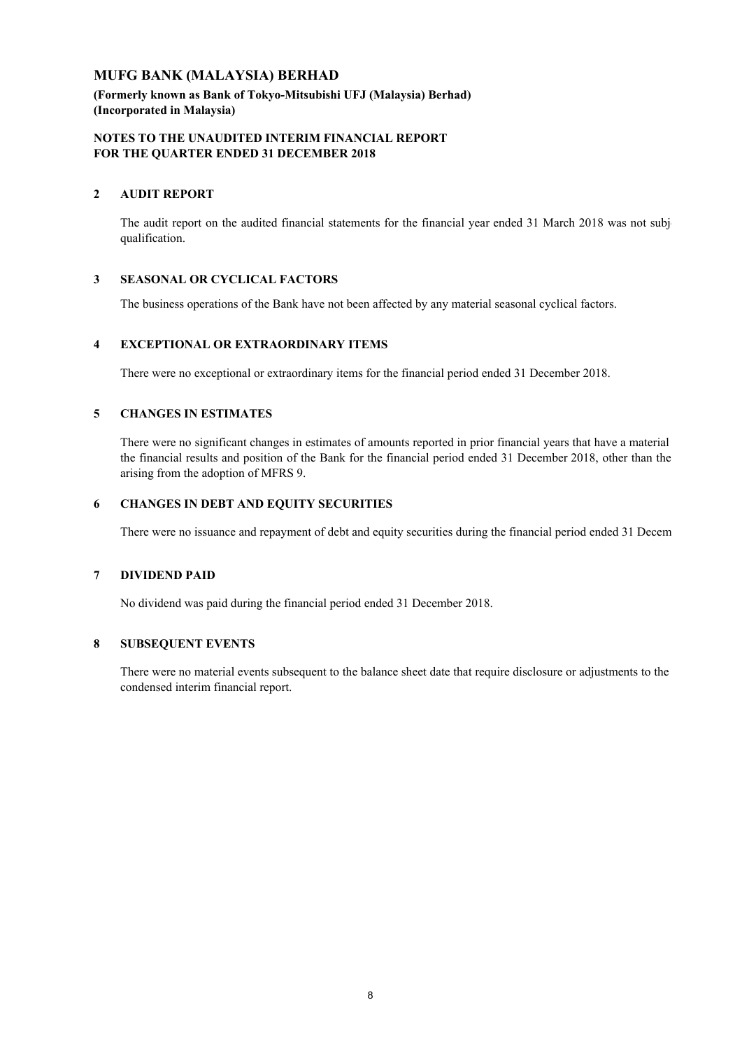**MUFG BANK (MALAYSIA) BERHAD**

**(Formerly known as Bank of Tokyo-Mitsubishi UFJ (Malaysia) Berhad)**
**(Incorporated in Malaysia)**

**NOTES TO THE UNAUDITED INTERIM FINANCIAL REPORT**
**FOR THE QUARTER ENDED 31 DECEMBER 2018**

## 2 AUDIT REPORT

The audit report on the audited financial statements for the financial year ended 31 March 2018 was not subj qualification.

## 3 SEASONAL OR CYCLICAL FACTORS

The business operations of the Bank have not been affected by any material seasonal cyclical factors.

## 4 EXCEPTIONAL OR EXTRAORDINARY ITEMS

There were no exceptional or extraordinary items for the financial period ended 31 December 2018.

## 5 CHANGES IN ESTIMATES

There were no significant changes in estimates of amounts reported in prior financial years that have a material the financial results and position of the Bank for the financial period ended 31 December 2018, other than the arising from the adoption of MFRS 9.

## 6 CHANGES IN DEBT AND EQUITY SECURITIES

There were no issuance and repayment of debt and equity securities during the financial period ended 31 Decem

## 7 DIVIDEND PAID

No dividend was paid during the financial period ended 31 December 2018.

## 8 SUBSEQUENT EVENTS

There were no material events subsequent to the balance sheet date that require disclosure or adjustments to the condensed interim financial report.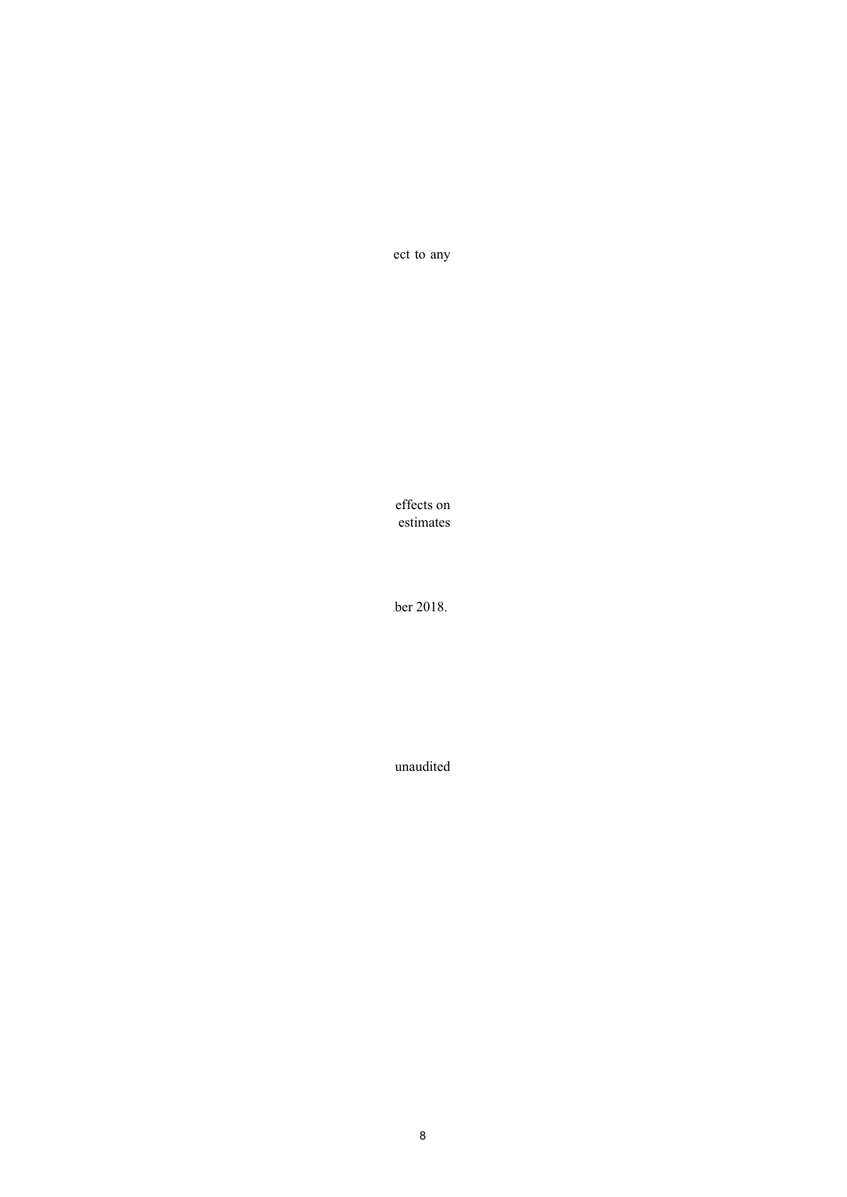ect to any

effects on
estimates

ber 2018.

unaudited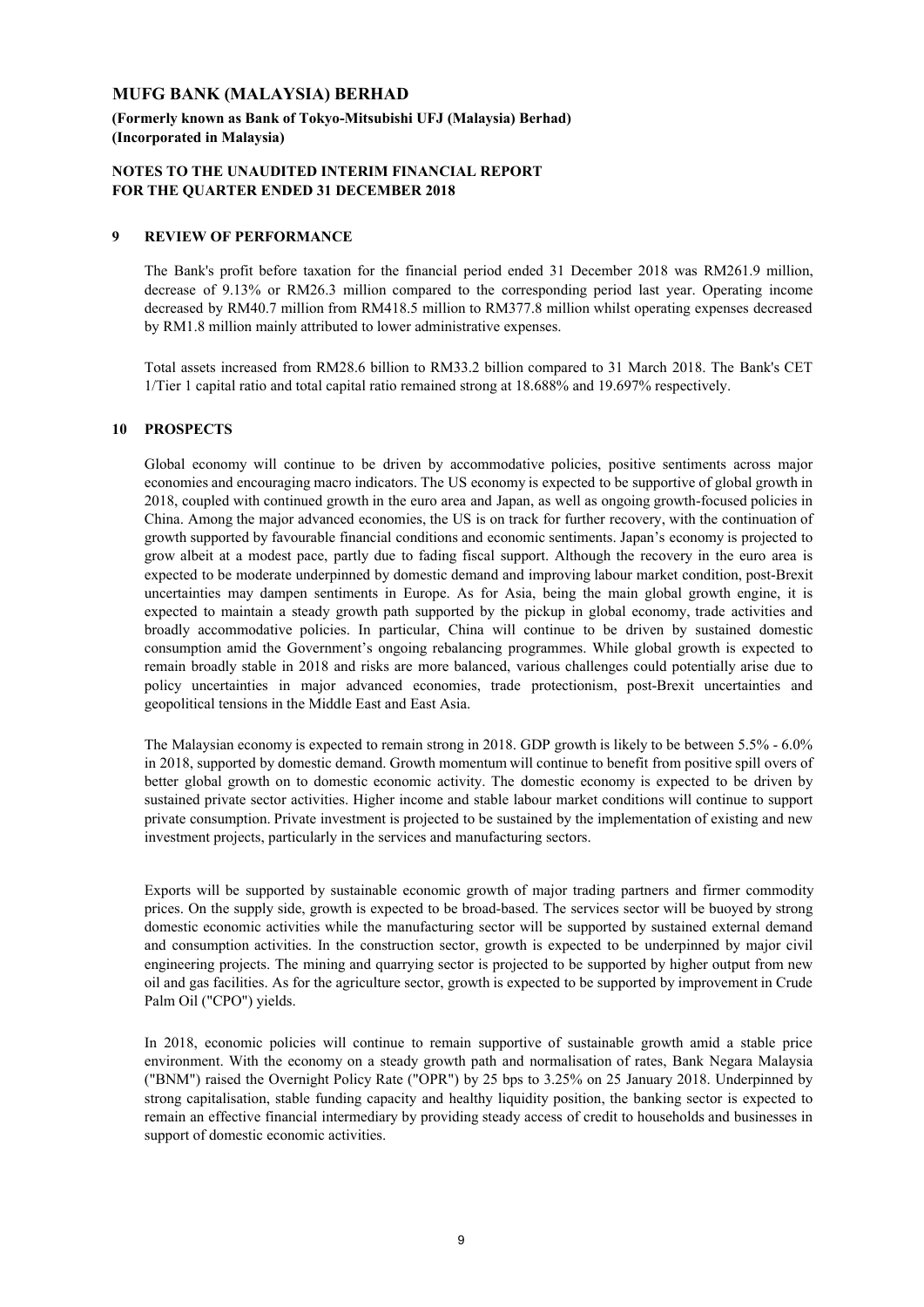# MUFG BANK (MALAYSIA) BERHAD

**(Formerly known as Bank of Tokyo-Mitsubishi UFJ (Malaysia) Berhad)**
**(Incorporated in Malaysia)**

**NOTES TO THE UNAUDITED INTERIM FINANCIAL REPORT**
**FOR THE QUARTER ENDED 31 DECEMBER 2018**

## 9 REVIEW OF PERFORMANCE

The Bank's profit before taxation for the financial period ended 31 December 2018 was RM261.9 million, decrease of 9.13% or RM26.3 million compared to the corresponding period last year. Operating income decreased by RM40.7 million from RM418.5 million to RM377.8 million whilst operating expenses decreased by RM1.8 million mainly attributed to lower administrative expenses.

Total assets increased from RM28.6 billion to RM33.2 billion compared to 31 March 2018. The Bank's CET 1/Tier 1 capital ratio and total capital ratio remained strong at 18.688% and 19.697% respectively.

## 10 PROSPECTS

Global economy will continue to be driven by accommodative policies, positive sentiments across major economies and encouraging macro indicators. The US economy is expected to be supportive of global growth in 2018, coupled with continued growth in the euro area and Japan, as well as ongoing growth-focused policies in China. Among the major advanced economies, the US is on track for further recovery, with the continuation of growth supported by favourable financial conditions and economic sentiments. Japan's economy is projected to grow albeit at a modest pace, partly due to fading fiscal support. Although the recovery in the euro area is expected to be moderate underpinned by domestic demand and improving labour market condition, post-Brexit uncertainties may dampen sentiments in Europe. As for Asia, being the main global growth engine, it is expected to maintain a steady growth path supported by the pickup in global economy, trade activities and broadly accommodative policies. In particular, China will continue to be driven by sustained domestic consumption amid the Government's ongoing rebalancing programmes. While global growth is expected to remain broadly stable in 2018 and risks are more balanced, various challenges could potentially arise due to policy uncertainties in major advanced economies, trade protectionism, post-Brexit uncertainties and geopolitical tensions in the Middle East and East Asia.

The Malaysian economy is expected to remain strong in 2018. GDP growth is likely to be between 5.5% - 6.0% in 2018, supported by domestic demand. Growth momentum will continue to benefit from positive spill overs of better global growth on to domestic economic activity. The domestic economy is expected to be driven by sustained private sector activities. Higher income and stable labour market conditions will continue to support private consumption. Private investment is projected to be sustained by the implementation of existing and new investment projects, particularly in the services and manufacturing sectors.

Exports will be supported by sustainable economic growth of major trading partners and firmer commodity prices. On the supply side, growth is expected to be broad-based. The services sector will be buoyed by strong domestic economic activities while the manufacturing sector will be supported by sustained external demand and consumption activities. In the construction sector, growth is expected to be underpinned by major civil engineering projects. The mining and quarrying sector is projected to be supported by higher output from new oil and gas facilities. As for the agriculture sector, growth is expected to be supported by improvement in Crude Palm Oil ("CPO") yields.

In 2018, economic policies will continue to remain supportive of sustainable growth amid a stable price environment. With the economy on a steady growth path and normalisation of rates, Bank Negara Malaysia ("BNM") raised the Overnight Policy Rate ("OPR") by 25 bps to 3.25% on 25 January 2018. Underpinned by strong capitalisation, stable funding capacity and healthy liquidity position, the banking sector is expected to remain an effective financial intermediary by providing steady access of credit to households and businesses in support of domestic economic activities.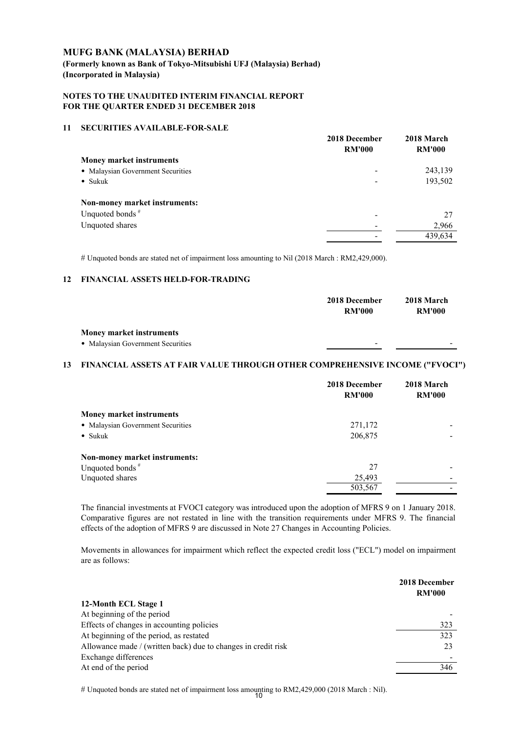# MUFG BANK (MALAYSIA) BERHAD

**(Formerly known as Bank of Tokyo-Mitsubishi UFJ (Malaysia) Berhad)**
**(Incorporated in Malaysia)**

**NOTES TO THE UNAUDITED INTERIM FINANCIAL REPORT FOR THE QUARTER ENDED 31 DECEMBER 2018**

## 11 SECURITIES AVAILABLE-FOR-SALE

| | 2018 December RM'000 | 2018 March RM'000 |
|---|---|---|
| **Money market instruments** | | |
| • Malaysian Government Securities | - | 243,139 |
| • Sukuk | - | 193,502 |
| **Non-money market instruments:** | | |
| Unquoted bonds # | - | 27 |
| Unquoted shares | - | 2,966 |
| | - | 439,634 |

# Unquoted bonds are stated net of impairment loss amounting to Nil (2018 March : RM2,429,000).

## 12 FINANCIAL ASSETS HELD-FOR-TRADING

| | 2018 December RM'000 | 2018 March RM'000 |
|---|---|---|
| **Money market instruments** | | |
| • Malaysian Government Securities | - | - |

## 13 FINANCIAL ASSETS AT FAIR VALUE THROUGH OTHER COMPREHENSIVE INCOME ("FVOCI")

| | 2018 December RM'000 | 2018 March RM'000 |
|---|---|---|
| **Money market instruments** | | |
| • Malaysian Government Securities | 271,172 | - |
| • Sukuk | 206,875 | - |
| **Non-money market instruments:** | | |
| Unquoted bonds # | 27 | - |
| Unquoted shares | 25,493 | - |
| | 503,567 | - |

The financial investments at FVOCI category was introduced upon the adoption of MFRS 9 on 1 January 2018. Comparative figures are not restated in line with the transition requirements under MFRS 9. The financial effects of the adoption of MFRS 9 are discussed in Note 27 Changes in Accounting Policies.

Movements in allowances for impairment which reflect the expected credit loss ("ECL") model on impairment are as follows:

| | 2018 December RM'000 |
|---|---|
| **12-Month ECL Stage 1** | |
| At beginning of the period | - |
| Effects of changes in accounting policies | 323 |
| At beginning of the period, as restated | 323 |
| Allowance made / (written back) due to changes in credit risk | 23 |
| Exchange differences | - |
| At end of the period | 346 |

# Unquoted bonds are stated net of impairment loss amounting to RM2,429,000 (2018 March : Nil).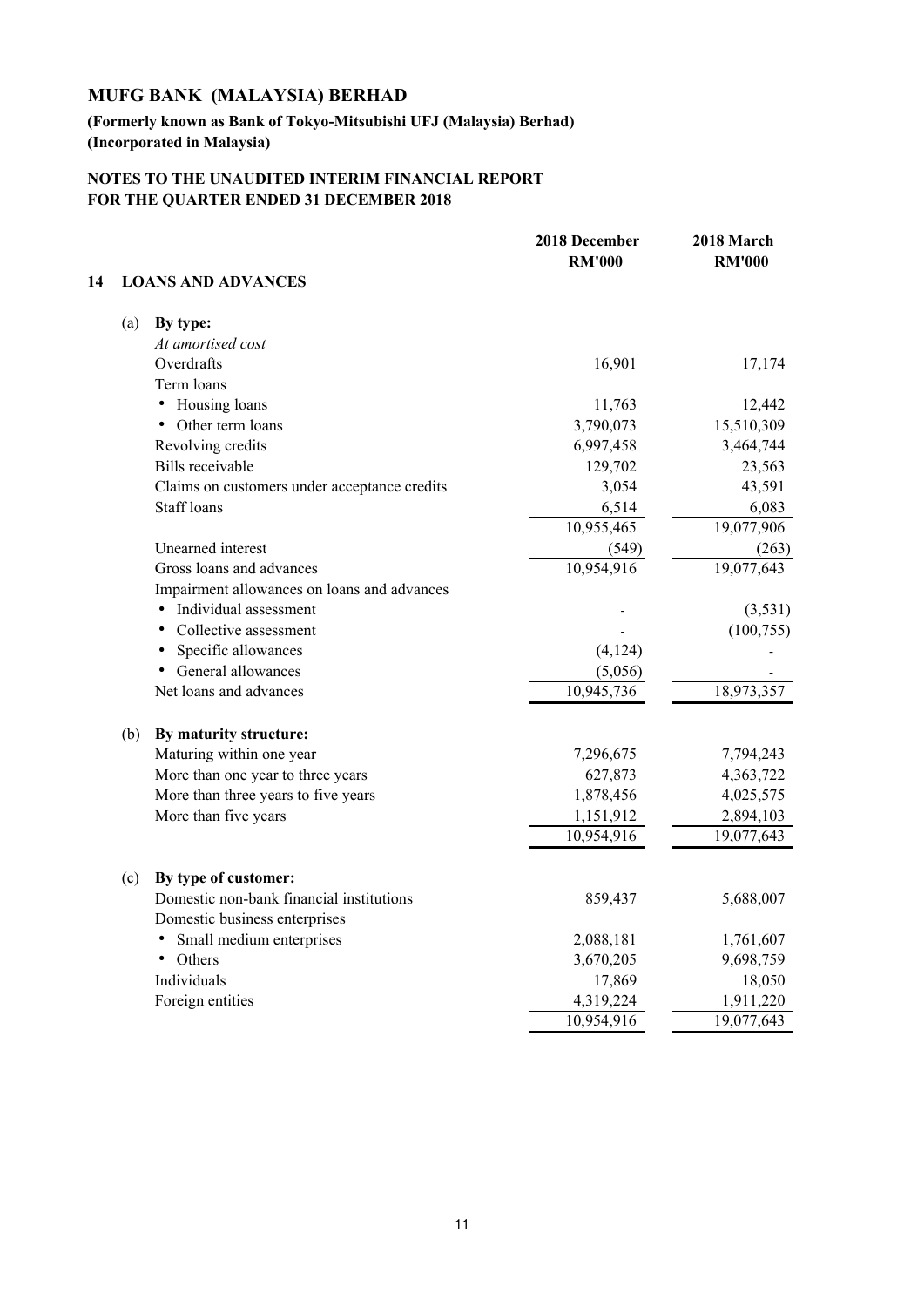# MUFG BANK (MALAYSIA) BERHAD

**(Formerly known as Bank of Tokyo-Mitsubishi UFJ (Malaysia) Berhad)**
**(Incorporated in Malaysia)**

**NOTES TO THE UNAUDITED INTERIM FINANCIAL REPORT**
**FOR THE QUARTER ENDED 31 DECEMBER 2018**

## 14 LOANS AND ADVANCES

| | 2018 December RM'000 | 2018 March RM'000 |
|---|---|---|
| **(a) By type:** | | |
| *At amortised cost* | | |
| Overdrafts | 16,901 | 17,174 |
| Term loans | | |
| • Housing loans | 11,763 | 12,442 |
| • Other term loans | 3,790,073 | 15,510,309 |
| Revolving credits | 6,997,458 | 3,464,744 |
| Bills receivable | 129,702 | 23,563 |
| Claims on customers under acceptance credits | 3,054 | 43,591 |
| Staff loans | 6,514 | 6,083 |
| | 10,955,465 | 19,077,906 |
| Unearned interest | (549) | (263) |
| Gross loans and advances | 10,954,916 | 19,077,643 |
| Impairment allowances on loans and advances | | |
| • Individual assessment | - | (3,531) |
| • Collective assessment | - | (100,755) |
| • Specific allowances | (4,124) | - |
| • General allowances | (5,056) | - |
| Net loans and advances | 10,945,736 | 18,973,357 |
| **(b) By maturity structure:** | | |
| Maturing within one year | 7,296,675 | 7,794,243 |
| More than one year to three years | 627,873 | 4,363,722 |
| More than three years to five years | 1,878,456 | 4,025,575 |
| More than five years | 1,151,912 | 2,894,103 |
| | 10,954,916 | 19,077,643 |
| **(c) By type of customer:** | | |
| Domestic non-bank financial institutions | 859,437 | 5,688,007 |
| Domestic business enterprises | | |
| • Small medium enterprises | 2,088,181 | 1,761,607 |
| • Others | 3,670,205 | 9,698,759 |
| Individuals | 17,869 | 18,050 |
| Foreign entities | 4,319,224 | 1,911,220 |
| | 10,954,916 | 19,077,643 |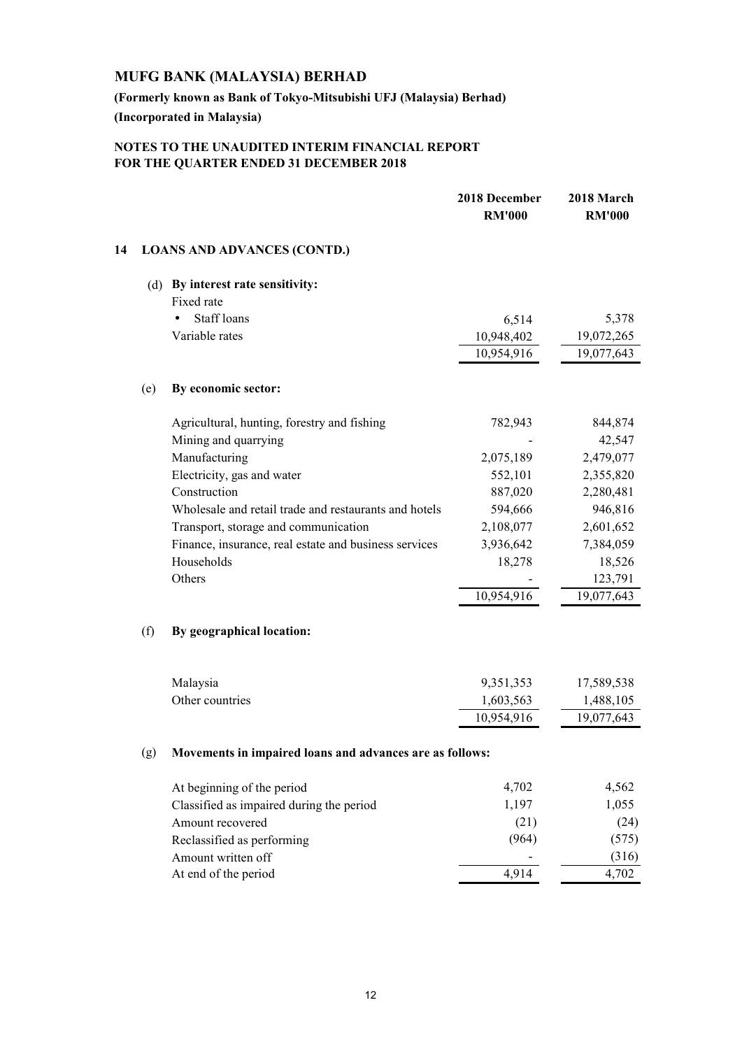# MUFG BANK (MALAYSIA) BERHAD

**(Formerly known as Bank of Tokyo-Mitsubishi UFJ (Malaysia) Berhad)**

**(Incorporated in Malaysia)**

**NOTES TO THE UNAUDITED INTERIM FINANCIAL REPORT FOR THE QUARTER ENDED 31 DECEMBER 2018**

## 14 LOANS AND ADVANCES (CONTD.)

| | 2018 December RM'000 | 2018 March RM'000 |
|---|---|---|
| **(d) By interest rate sensitivity:** | | |
| Fixed rate | | |
| • Staff loans | 6,514 | 5,378 |
| Variable rates | 10,948,402 | 19,072,265 |
| | 10,954,916 | 19,077,643 |

| | 2018 December RM'000 | 2018 March RM'000 |
|---|---|---|
| **(e) By economic sector:** | | |
| Agricultural, hunting, forestry and fishing | 782,943 | 844,874 |
| Mining and quarrying | - | 42,547 |
| Manufacturing | 2,075,189 | 2,479,077 |
| Electricity, gas and water | 552,101 | 2,355,820 |
| Construction | 887,020 | 2,280,481 |
| Wholesale and retail trade and restaurants and hotels | 594,666 | 946,816 |
| Transport, storage and communication | 2,108,077 | 2,601,652 |
| Finance, insurance, real estate and business services | 3,936,642 | 7,384,059 |
| Households | 18,278 | 18,526 |
| Others | - | 123,791 |
| | 10,954,916 | 19,077,643 |

| | 2018 December RM'000 | 2018 March RM'000 |
|---|---|---|
| **(f) By geographical location:** | | |
| Malaysia | 9,351,353 | 17,589,538 |
| Other countries | 1,603,563 | 1,488,105 |
| | 10,954,916 | 19,077,643 |

| | 2018 December RM'000 | 2018 March RM'000 |
|---|---|---|
| **(g) Movements in impaired loans and advances are as follows:** | | |
| At beginning of the period | 4,702 | 4,562 |
| Classified as impaired during the period | 1,197 | 1,055 |
| Amount recovered | (21) | (24) |
| Reclassified as performing | (964) | (575) |
| Amount written off | - | (316) |
| At end of the period | 4,914 | 4,702 |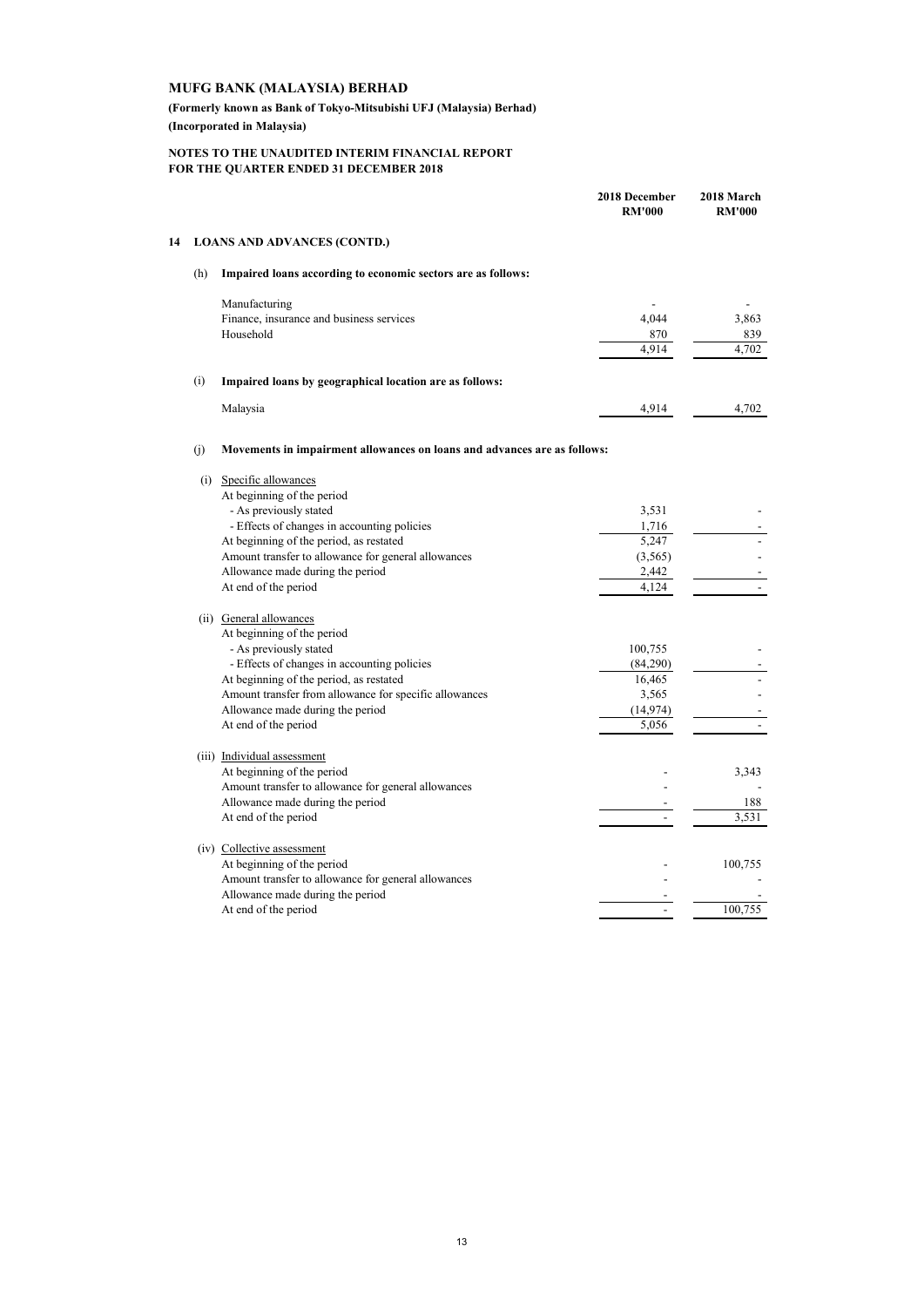# MUFG BANK (MALAYSIA) BERHAD

**(Formerly known as Bank of Tokyo-Mitsubishi UFJ (Malaysia) Berhad)**

**(Incorporated in Malaysia)**

**NOTES TO THE UNAUDITED INTERIM FINANCIAL REPORT**
**FOR THE QUARTER ENDED 31 DECEMBER 2018**

## 14 LOANS AND ADVANCES (CONTD.)

### (h) Impaired loans according to economic sectors are as follows:

| | 2018 December RM'000 | 2018 March RM'000 |
|---|---|---|
| Manufacturing | - | - |
| Finance, insurance and business services | 4,044 | 3,863 |
| Household | 870 | 839 |
| | 4,914 | 4,702 |

### (i) Impaired loans by geographical location are as follows:

| | 2018 December RM'000 | 2018 March RM'000 |
|---|---|---|
| Malaysia | 4,914 | 4,702 |

### (j) Movements in impairment allowances on loans and advances are as follows:

| | 2018 December RM'000 | 2018 March RM'000 |
|---|---|---|
| **(i) Specific allowances** | | |
| At beginning of the period | | |
| - As previously stated | 3,531 | - |
| - Effects of changes in accounting policies | 1,716 | - |
| At beginning of the period, as restated | 5,247 | - |
| Amount transfer to allowance for general allowances | (3,565) | - |
| Allowance made during the period | 2,442 | - |
| At end of the period | 4,124 | - |
| **(ii) General allowances** | | |
| At beginning of the period | | |
| - As previously stated | 100,755 | - |
| - Effects of changes in accounting policies | (84,290) | - |
| At beginning of the period, as restated | 16,465 | - |
| Amount transfer from allowance for specific allowances | 3,565 | - |
| Allowance made during the period | (14,974) | - |
| At end of the period | 5,056 | - |
| **(iii) Individual assessment** | | |
| At beginning of the period | - | 3,343 |
| Amount transfer to allowance for general allowances | - | - |
| Allowance made during the period | - | 188 |
| At end of the period | - | 3,531 |
| **(iv) Collective assessment** | | |
| At beginning of the period | - | 100,755 |
| Amount transfer to allowance for general allowances | - | - |
| Allowance made during the period | - | - |
| At end of the period | - | 100,755 |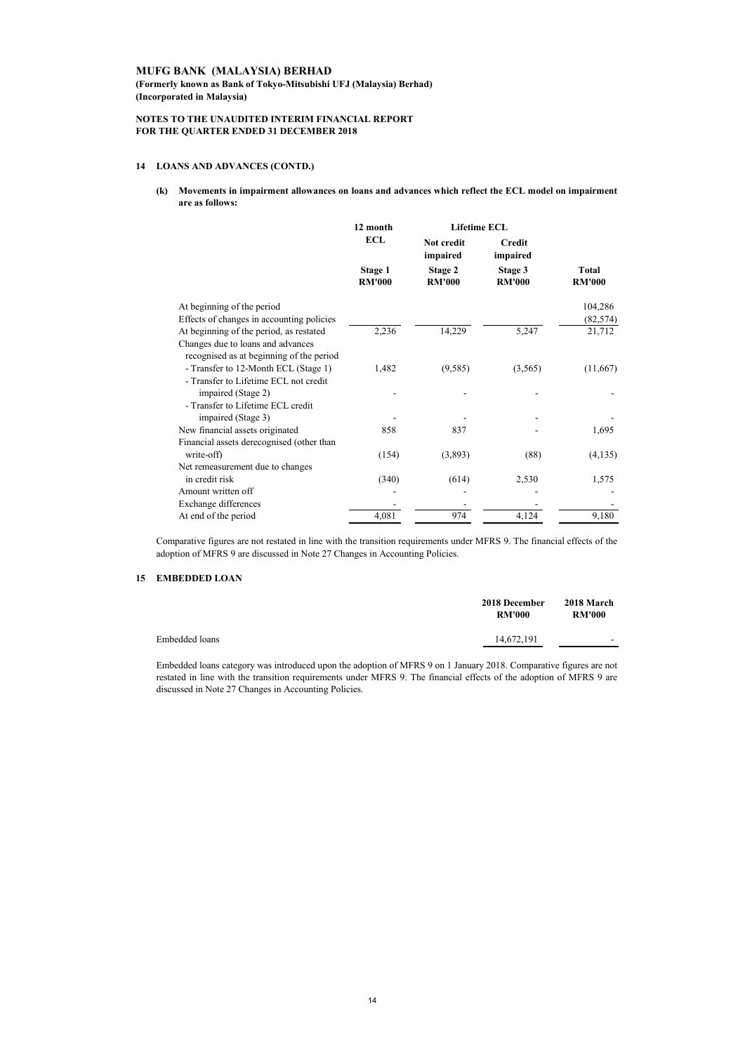**MUFG BANK (MALAYSIA) BERHAD**
**(Formerly known as Bank of Tokyo-Mitsubishi UFJ (Malaysia) Berhad)**
**(Incorporated in Malaysia)**

**NOTES TO THE UNAUDITED INTERIM FINANCIAL REPORT**
**FOR THE QUARTER ENDED 31 DECEMBER 2018**

## 14 LOANS AND ADVANCES (CONTD.)

**(k) Movements in impairment allowances on loans and advances which reflect the ECL model on impairment are as follows:**

| | 12 month ECL | Lifetime ECL | | |
|---|---|---|---|---|
| | | Not credit impaired | Credit impaired | |
| | Stage 1 RM'000 | Stage 2 RM'000 | Stage 3 RM'000 | Total RM'000 |
| At beginning of the period | | | | 104,286 |
| Effects of changes in accounting policies | | | | (82,574) |
| At beginning of the period, as restated | 2,236 | 14,229 | 5,247 | 21,712 |
| Changes due to loans and advances recognised as at beginning of the period | | | | |
| - Transfer to 12-Month ECL (Stage 1) | 1,482 | (9,585) | (3,565) | (11,667) |
| - Transfer to Lifetime ECL not credit impaired (Stage 2) | - | - | - | - |
| - Transfer to Lifetime ECL credit impaired (Stage 3) | - | - | - | - |
| New financial assets originated | 858 | 837 | - | 1,695 |
| Financial assets derecognised (other than write-off) | (154) | (3,893) | (88) | (4,135) |
| Net remeasurement due to changes in credit risk | (340) | (614) | 2,530 | 1,575 |
| Amount written off | - | - | - | - |
| Exchange differences | - | - | - | - |
| At end of the period | 4,081 | 974 | 4,124 | 9,180 |

Comparative figures are not restated in line with the transition requirements under MFRS 9. The financial effects of the adoption of MFRS 9 are discussed in Note 27 Changes in Accounting Policies.

## 15 EMBEDDED LOAN

| | 2018 December RM'000 | 2018 March RM'000 |
|---|---|---|
| Embedded loans | 14,672,191 | - |

Embedded loans category was introduced upon the adoption of MFRS 9 on 1 January 2018. Comparative figures are not restated in line with the transition requirements under MFRS 9. The financial effects of the adoption of MFRS 9 are discussed in Note 27 Changes in Accounting Policies.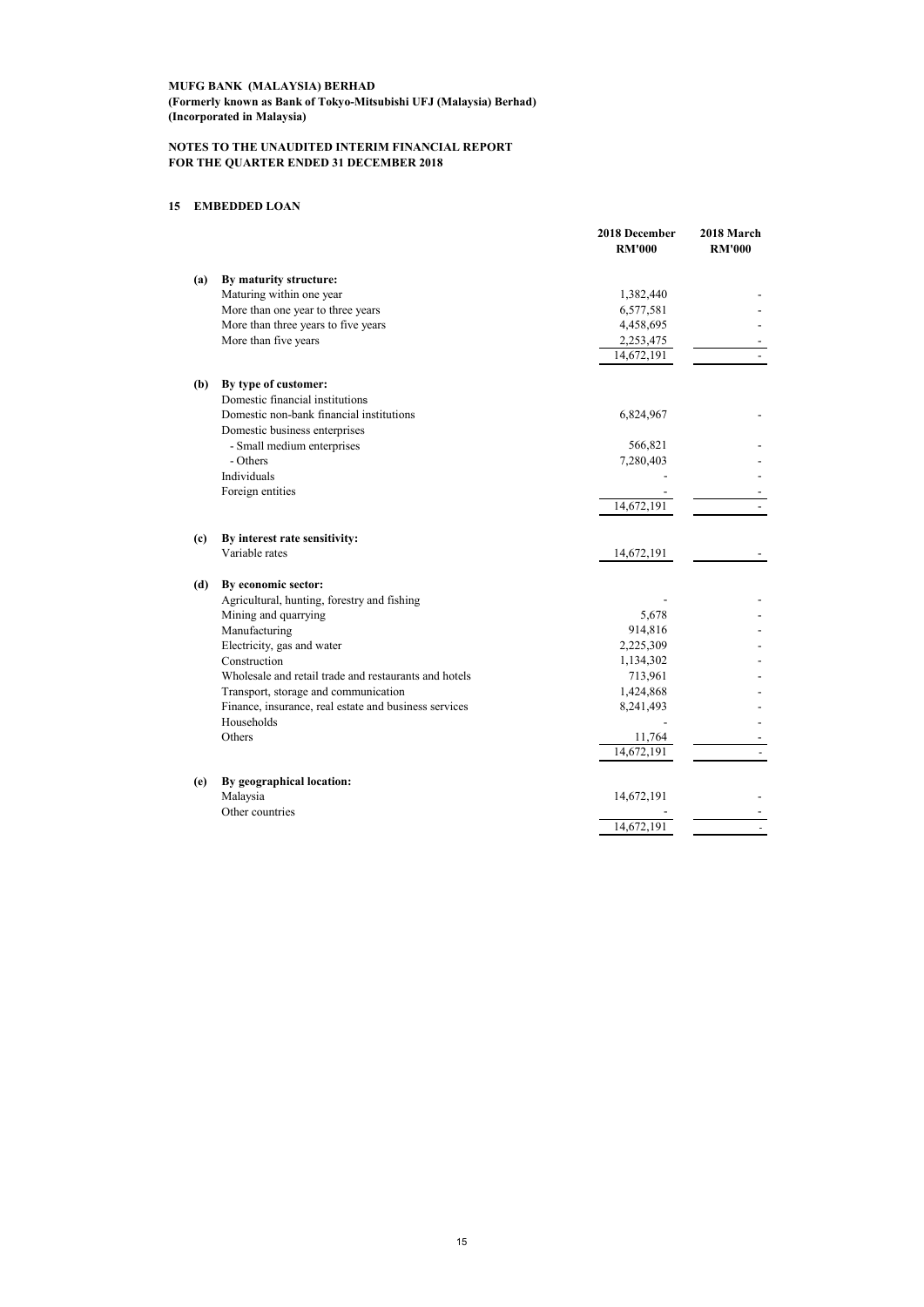**MUFG BANK (MALAYSIA) BERHAD**
**(Formerly known as Bank of Tokyo-Mitsubishi UFJ (Malaysia) Berhad)**
**(Incorporated in Malaysia)**

**NOTES TO THE UNAUDITED INTERIM FINANCIAL REPORT**
**FOR THE QUARTER ENDED 31 DECEMBER 2018**

## 15 EMBEDDED LOAN

| | | 2018 December RM'000 | 2018 March RM'000 |
|---|---|---|---|
| **(a)** | **By maturity structure:** | | |
| | Maturing within one year | 1,382,440 | - |
| | More than one year to three years | 6,577,581 | - |
| | More than three years to five years | 4,458,695 | - |
| | More than five years | 2,253,475 | - |
| | | 14,672,191 | - |
| **(b)** | **By type of customer:** | | |
| | Domestic financial institutions | | |
| | Domestic non-bank financial institutions | 6,824,967 | - |
| | Domestic business enterprises | | |
| | - Small medium enterprises | 566,821 | - |
| | - Others | 7,280,403 | - |
| | Individuals | - | - |
| | Foreign entities | - | - |
| | | 14,672,191 | - |
| **(c)** | **By interest rate sensitivity:** | | |
| | Variable rates | 14,672,191 | - |
| **(d)** | **By economic sector:** | | |
| | Agricultural, hunting, forestry and fishing | - | - |
| | Mining and quarrying | 5,678 | - |
| | Manufacturing | 914,816 | - |
| | Electricity, gas and water | 2,225,309 | - |
| | Construction | 1,134,302 | - |
| | Wholesale and retail trade and restaurants and hotels | 713,961 | - |
| | Transport, storage and communication | 1,424,868 | - |
| | Finance, insurance, real estate and business services | 8,241,493 | - |
| | Households | - | - |
| | Others | 11,764 | - |
| | | 14,672,191 | - |
| **(e)** | **By geographical location:** | | |
| | Malaysia | 14,672,191 | - |
| | Other countries | - | - |
| | | 14,672,191 | - |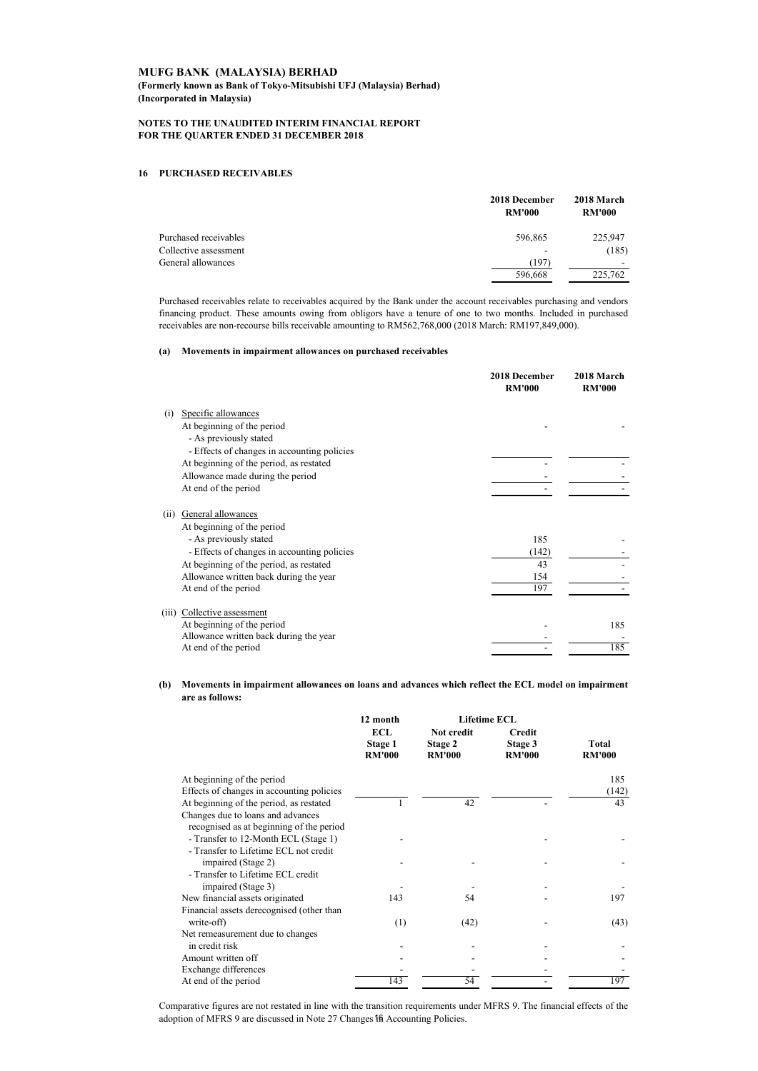**MUFG BANK (MALAYSIA) BERHAD**
**(Formerly known as Bank of Tokyo-Mitsubishi UFJ (Malaysia) Berhad)**
**(Incorporated in Malaysia)**

**NOTES TO THE UNAUDITED INTERIM FINANCIAL REPORT FOR THE QUARTER ENDED 31 DECEMBER 2018**

## 16 PURCHASED RECEIVABLES

| | 2018 December RM'000 | 2018 March RM'000 |
|---|---|---|
| Purchased receivables | 596,865 | 225,947 |
| Collective assessment | - | (185) |
| General allowances | (197) | - |
| | 596,668 | 225,762 |

Purchased receivables relate to receivables acquired by the Bank under the account receivables purchasing and vendors financing product. These amounts owing from obligors have a tenure of one to two months. Included in purchased receivables are non-recourse bills receivable amounting to RM562,768,000 (2018 March: RM197,849,000).

### (a) Movements in impairment allowances on purchased receivables

| | 2018 December RM'000 | 2018 March RM'000 |
|---|---|---|
| (i) Specific allowances | | |
| At beginning of the period | - | - |
| - As previously stated | | |
| - Effects of changes in accounting policies | | |
| At beginning of the period, as restated | - | - |
| Allowance made during the period | - | - |
| At end of the period | - | - |
| (ii) General allowances | | |
| At beginning of the period | | |
| - As previously stated | 185 | - |
| - Effects of changes in accounting policies | (142) | - |
| At beginning of the period, as restated | 43 | - |
| Allowance written back during the year | 154 | - |
| At end of the period | 197 | - |
| (iii) Collective assessment | | |
| At beginning of the period | - | 185 |
| Allowance written back during the year | - | - |
| At end of the period | - | 185 |

### (b) Movements in impairment allowances on loans and advances which reflect the ECL model on impairment are as follows:

| | 12 month ECL Stage 1 RM'000 | Lifetime ECL Not credit Stage 2 RM'000 | Lifetime ECL Credit Stage 3 RM'000 | Total RM'000 |
|---|---|---|---|---|
| At beginning of the period | | | | 185 |
| Effects of changes in accounting policies | | | | (142) |
| At beginning of the period, as restated | 1 | 42 | - | 43 |
| Changes due to loans and advances recognised as at beginning of the period | | | | |
| - Transfer to 12-Month ECL (Stage 1) | - | | - | - |
| - Transfer to Lifetime ECL not credit impaired (Stage 2) | - | - | - | - |
| - Transfer to Lifetime ECL credit impaired (Stage 3) | - | - | - | - |
| New financial assets originated | 143 | 54 | - | 197 |
| Financial assets derecognised (other than write-off) | (1) | (42) | - | (43) |
| Net remeasurement due to changes in credit risk | - | - | - | - |
| Amount written off | - | - | - | - |
| Exchange differences | - | - | - | - |
| At end of the period | 143 | 54 | - | 197 |

Comparative figures are not restated in line with the transition requirements under MFRS 9. The financial effects of the adoption of MFRS 9 are discussed in Note 27 Changes in Accounting Policies.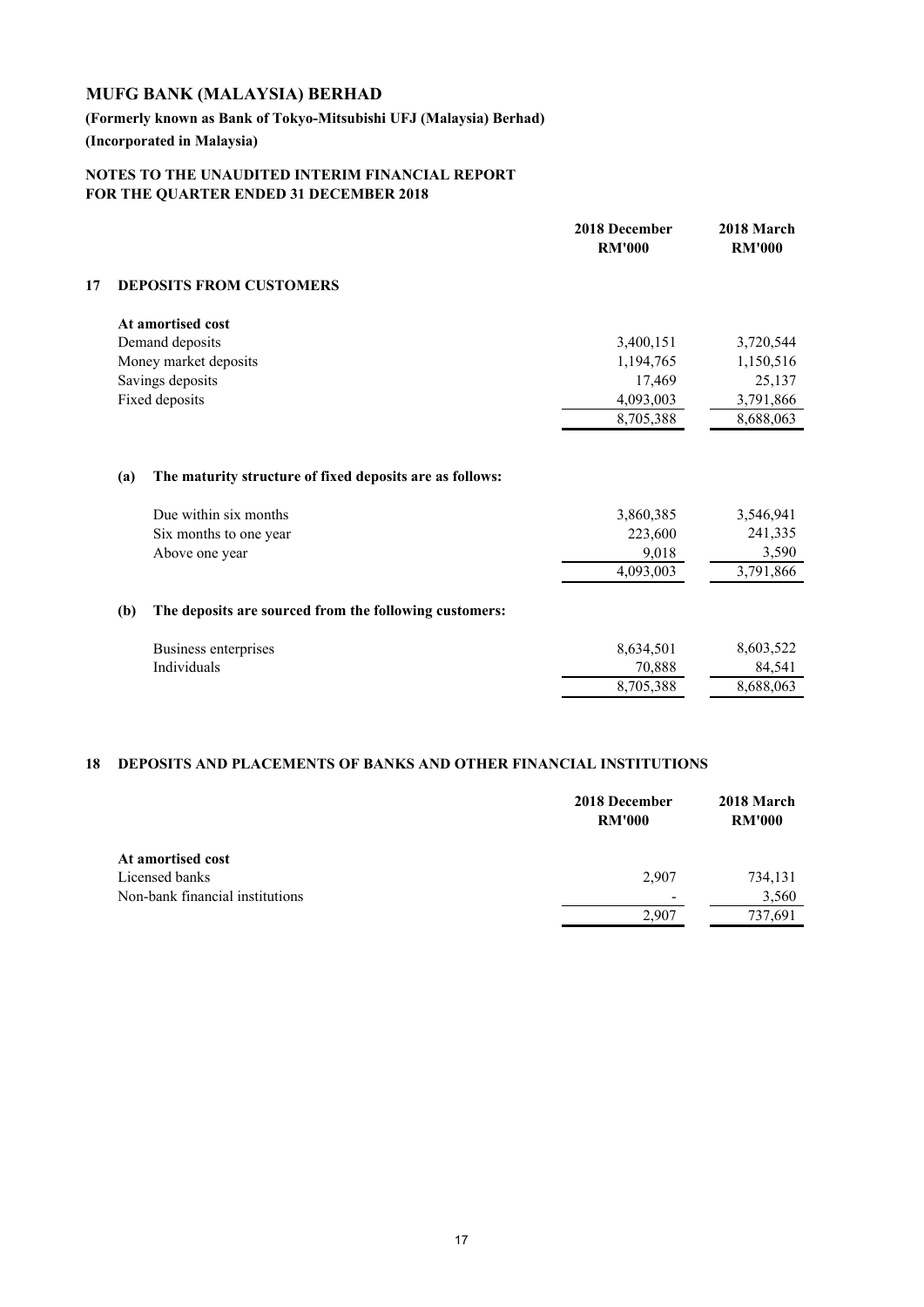# MUFG BANK (MALAYSIA) BERHAD

**(Formerly known as Bank of Tokyo-Mitsubishi UFJ (Malaysia) Berhad)**

**(Incorporated in Malaysia)**

**NOTES TO THE UNAUDITED INTERIM FINANCIAL REPORT FOR THE QUARTER ENDED 31 DECEMBER 2018**

## 17 DEPOSITS FROM CUSTOMERS

| | 2018 December RM'000 | 2018 March RM'000 |
|---|---|---|
| **At amortised cost** | | |
| Demand deposits | 3,400,151 | 3,720,544 |
| Money market deposits | 1,194,765 | 1,150,516 |
| Savings deposits | 17,469 | 25,137 |
| Fixed deposits | 4,093,003 | 3,791,866 |
| | 8,705,388 | 8,688,063 |

**(a) The maturity structure of fixed deposits are as follows:**

| | 2018 December RM'000 | 2018 March RM'000 |
|---|---|---|
| Due within six months | 3,860,385 | 3,546,941 |
| Six months to one year | 223,600 | 241,335 |
| Above one year | 9,018 | 3,590 |
| | 4,093,003 | 3,791,866 |

**(b) The deposits are sourced from the following customers:**

| | 2018 December RM'000 | 2018 March RM'000 |
|---|---|---|
| Business enterprises | 8,634,501 | 8,603,522 |
| Individuals | 70,888 | 84,541 |
| | 8,705,388 | 8,688,063 |

## 18 DEPOSITS AND PLACEMENTS OF BANKS AND OTHER FINANCIAL INSTITUTIONS

| | 2018 December RM'000 | 2018 March RM'000 |
|---|---|---|
| **At amortised cost** | | |
| Licensed banks | 2,907 | 734,131 |
| Non-bank financial institutions | - | 3,560 |
| | 2,907 | 737,691 |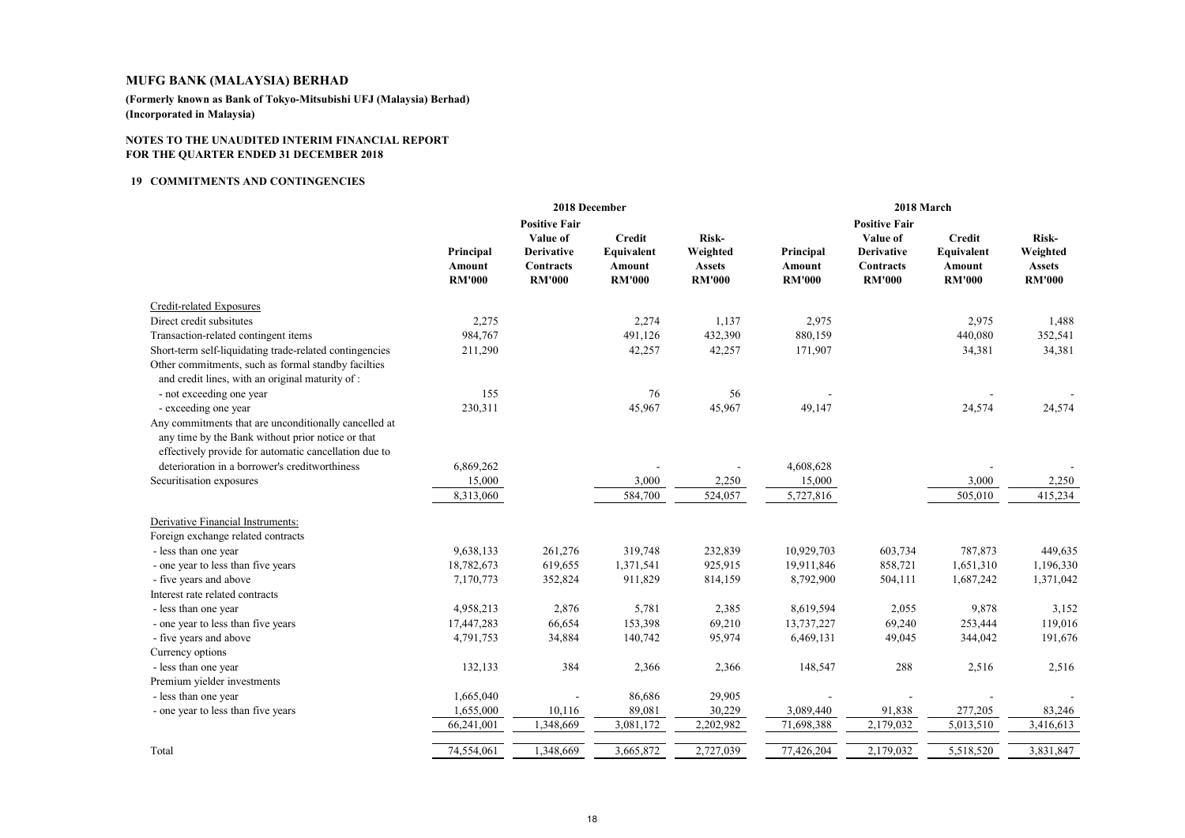# MUFG BANK (MALAYSIA) BERHAD

**(Formerly known as Bank of Tokyo-Mitsubishi UFJ (Malaysia) Berhad)**
**(Incorporated in Malaysia)**

**NOTES TO THE UNAUDITED INTERIM FINANCIAL REPORT**
**FOR THE QUARTER ENDED 31 DECEMBER 2018**

## 19 COMMITMENTS AND CONTINGENCIES

| | 2018 December | | | | 2018 March | | | |
|---|---|---|---|---|---|---|---|---|
| | Principal Amount RM'000 | Positive Fair Value of Derivative Contracts RM'000 | Credit Equivalent Amount RM'000 | Risk-Weighted Assets RM'000 | Principal Amount RM'000 | Positive Fair Value of Derivative Contracts RM'000 | Credit Equivalent Amount RM'000 | Risk-Weighted Assets RM'000 |
| Credit-related Exposures | | | | | | | | |
| Direct credit subsitutes | 2,275 | | 2,274 | 1,137 | 2,975 | | 2,975 | 1,488 |
| Transaction-related contingent items | 984,767 | | 491,126 | 432,390 | 880,159 | | 440,080 | 352,541 |
| Short-term self-liquidating trade-related contingencies | 211,290 | | 42,257 | 42,257 | 171,907 | | 34,381 | 34,381 |
| Other commitments, such as formal standby facilties and credit lines, with an original maturity of : | | | | | | | | |
| - not exceeding one year | 155 | | 76 | 56 | - | | - | - |
| - exceeding one year | 230,311 | | 45,967 | 45,967 | 49,147 | | 24,574 | 24,574 |
| Any commitments that are unconditionally cancelled at any time by the Bank without prior notice or that effectively provide for automatic cancellation due to deterioration in a borrower's creditworthiness | 6,869,262 | | - | - | 4,608,628 | | - | - |
| Securitisation exposures | 15,000 | | 3,000 | 2,250 | 15,000 | | 3,000 | 2,250 |
| | 8,313,060 | | 584,700 | 524,057 | 5,727,816 | | 505,010 | 415,234 |
| Derivative Financial Instruments: | | | | | | | | |
| Foreign exchange related contracts | | | | | | | | |
| - less than one year | 9,638,133 | 261,276 | 319,748 | 232,839 | 10,929,703 | 603,734 | 787,873 | 449,635 |
| - one year to less than five years | 18,782,673 | 619,655 | 1,371,541 | 925,915 | 19,911,846 | 858,721 | 1,651,310 | 1,196,330 |
| - five years and above | 7,170,773 | 352,824 | 911,829 | 814,159 | 8,792,900 | 504,111 | 1,687,242 | 1,371,042 |
| Interest rate related contracts | | | | | | | | |
| - less than one year | 4,958,213 | 2,876 | 5,781 | 2,385 | 8,619,594 | 2,055 | 9,878 | 3,152 |
| - one year to less than five years | 17,447,283 | 66,654 | 153,398 | 69,210 | 13,737,227 | 69,240 | 253,444 | 119,016 |
| - five years and above | 4,791,753 | 34,884 | 140,742 | 95,974 | 6,469,131 | 49,045 | 344,042 | 191,676 |
| Currency options | | | | | | | | |
| - less than one year | 132,133 | 384 | 2,366 | 2,366 | 148,547 | 288 | 2,516 | 2,516 |
| Premium yielder investments | | | | | | | | |
| - less than one year | 1,665,040 | - | 86,686 | 29,905 | - | - | - | - |
| - one year to less than five years | 1,655,000 | 10,116 | 89,081 | 30,229 | 3,089,440 | 91,838 | 277,205 | 83,246 |
| | 66,241,001 | 1,348,669 | 3,081,172 | 2,202,982 | 71,698,388 | 2,179,032 | 5,013,510 | 3,416,613 |
| Total | 74,554,061 | 1,348,669 | 3,665,872 | 2,727,039 | 77,426,204 | 2,179,032 | 5,518,520 | 3,831,847 |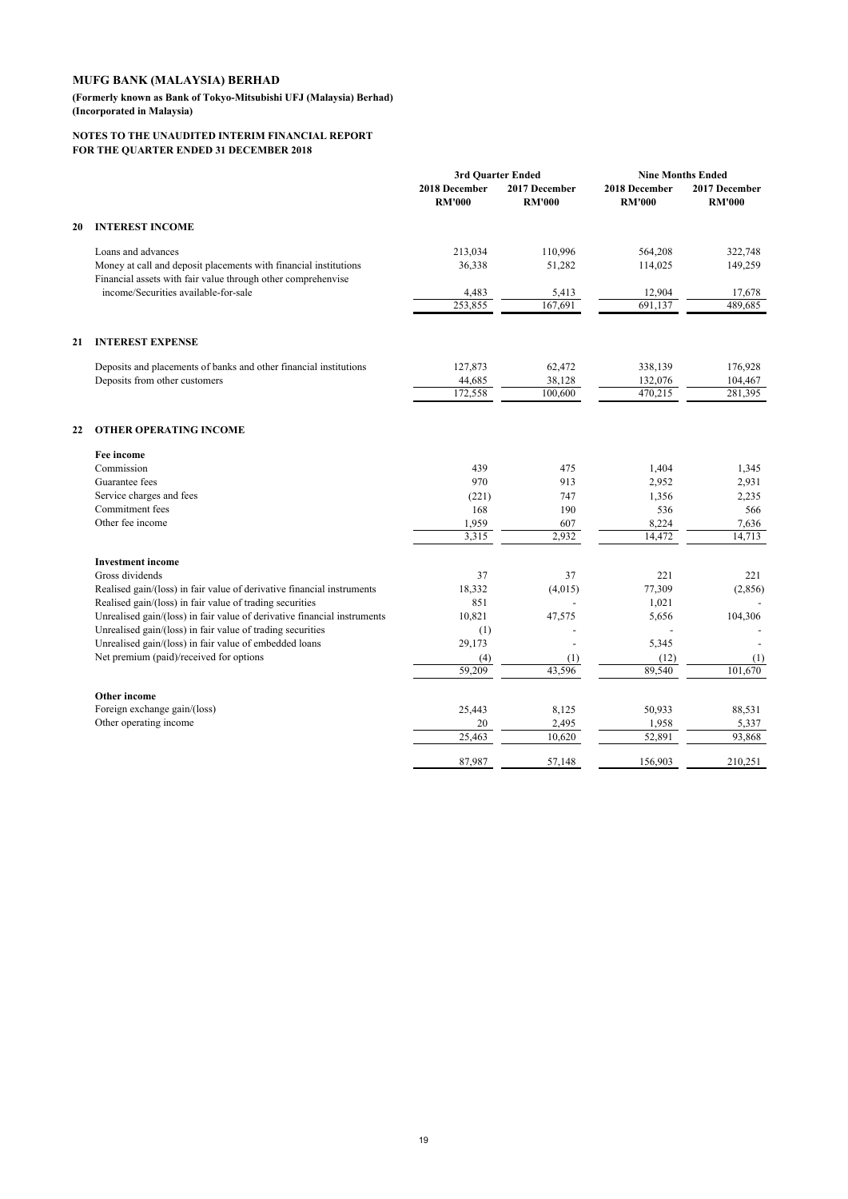**MUFG BANK (MALAYSIA) BERHAD**

**(Formerly known as Bank of Tokyo-Mitsubishi UFJ (Malaysia) Berhad)**
**(Incorporated in Malaysia)**

**NOTES TO THE UNAUDITED INTERIM FINANCIAL REPORT**
**FOR THE QUARTER ENDED 31 DECEMBER 2018**

| | | 3rd Quarter Ended | | Nine Months Ended | |
|---|---|---|---|---|---|
| | | 2018 December RM'000 | 2017 December RM'000 | 2018 December RM'000 | 2017 December RM'000 |
| **20** | **INTEREST INCOME** | | | | |
| | Loans and advances | 213,034 | 110,996 | 564,208 | 322,748 |
| | Money at call and deposit placements with financial institutions | 36,338 | 51,282 | 114,025 | 149,259 |
| | Financial assets with fair value through other comprehenvise income/Securities available-for-sale | 4,483 | 5,413 | 12,904 | 17,678 |
| | | 253,855 | 167,691 | 691,137 | 489,685 |
| **21** | **INTEREST EXPENSE** | | | | |
| | Deposits and placements of banks and other financial institutions | 127,873 | 62,472 | 338,139 | 176,928 |
| | Deposits from other customers | 44,685 | 38,128 | 132,076 | 104,467 |
| | | 172,558 | 100,600 | 470,215 | 281,395 |
| **22** | **OTHER OPERATING INCOME** | | | | |
| | **Fee income** | | | | |
| | Commission | 439 | 475 | 1,404 | 1,345 |
| | Guarantee fees | 970 | 913 | 2,952 | 2,931 |
| | Service charges and fees | (221) | 747 | 1,356 | 2,235 |
| | Commitment fees | 168 | 190 | 536 | 566 |
| | Other fee income | 1,959 | 607 | 8,224 | 7,636 |
| | | 3,315 | 2,932 | 14,472 | 14,713 |
| | **Investment income** | | | | |
| | Gross dividends | 37 | 37 | 221 | 221 |
| | Realised gain/(loss) in fair value of derivative financial instruments | 18,332 | (4,015) | 77,309 | (2,856) |
| | Realised gain/(loss) in fair value of trading securities | 851 | - | 1,021 | - |
| | Unrealised gain/(loss) in fair value of derivative financial instruments | 10,821 | 47,575 | 5,656 | 104,306 |
| | Unrealised gain/(loss) in fair value of trading securities | (1) | - | - | - |
| | Unrealised gain/(loss) in fair value of embedded loans | 29,173 | - | 5,345 | - |
| | Net premium (paid)/received for options | (4) | (1) | (12) | (1) |
| | | 59,209 | 43,596 | 89,540 | 101,670 |
| | **Other income** | | | | |
| | Foreign exchange gain/(loss) | 25,443 | 8,125 | 50,933 | 88,531 |
| | Other operating income | 20 | 2,495 | 1,958 | 5,337 |
| | | 25,463 | 10,620 | 52,891 | 93,868 |
| | | 87,987 | 57,148 | 156,903 | 210,251 |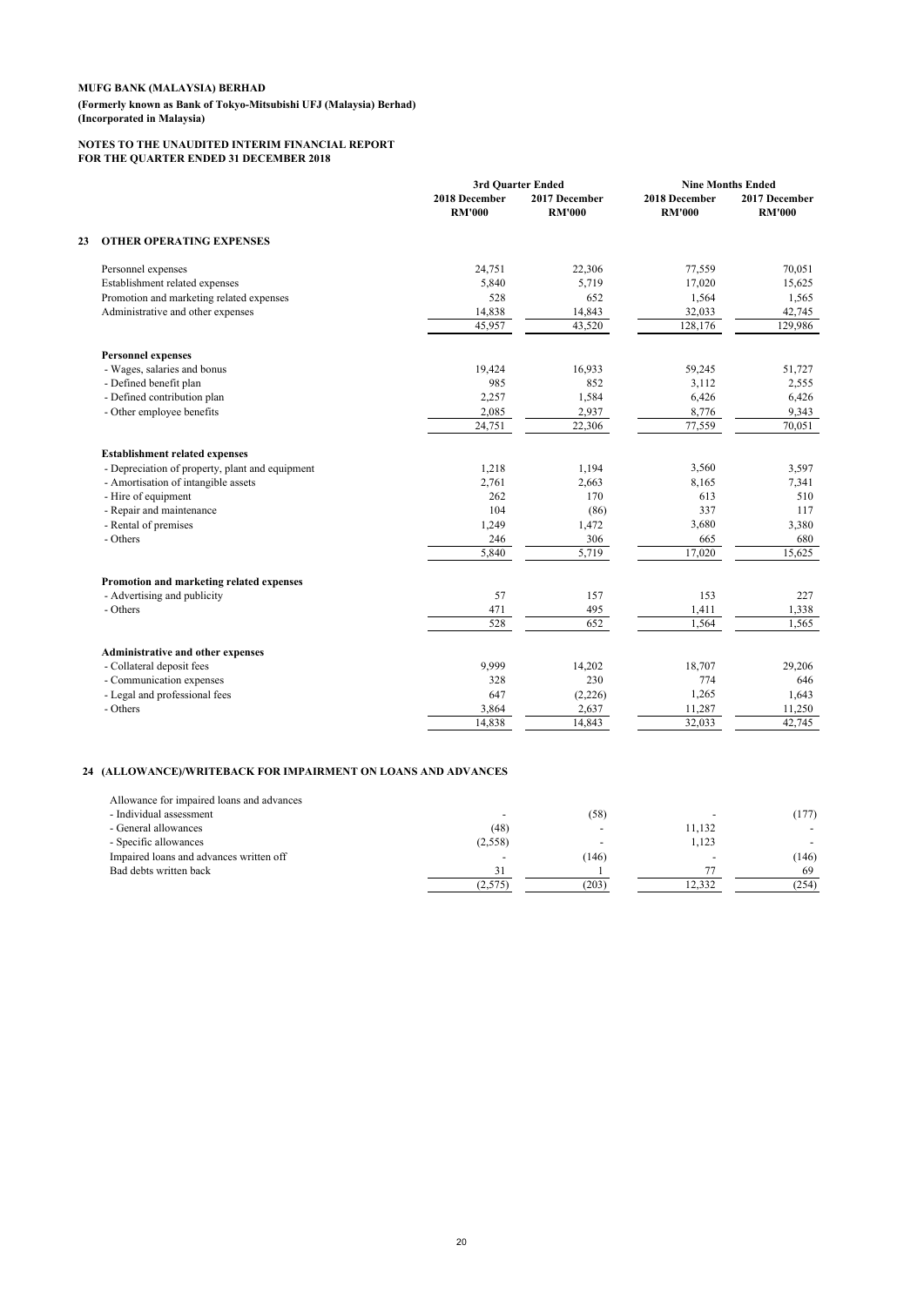**MUFG BANK (MALAYSIA) BERHAD**

**(Formerly known as Bank of Tokyo-Mitsubishi UFJ (Malaysia) Berhad)**
**(Incorporated in Malaysia)**

**NOTES TO THE UNAUDITED INTERIM FINANCIAL REPORT**
**FOR THE QUARTER ENDED 31 DECEMBER 2018**

| | 3rd Quarter Ended | | Nine Months Ended | |
|---|---|---|---|---|
| | 2018 December RM'000 | 2017 December RM'000 | 2018 December RM'000 | 2017 December RM'000 |
| **23 OTHER OPERATING EXPENSES** | | | | |
| Personnel expenses | 24,751 | 22,306 | 77,559 | 70,051 |
| Establishment related expenses | 5,840 | 5,719 | 17,020 | 15,625 |
| Promotion and marketing related expenses | 528 | 652 | 1,564 | 1,565 |
| Administrative and other expenses | 14,838 | 14,843 | 32,033 | 42,745 |
| | 45,957 | 43,520 | 128,176 | 129,986 |
| **Personnel expenses** | | | | |
| - Wages, salaries and bonus | 19,424 | 16,933 | 59,245 | 51,727 |
| - Defined benefit plan | 985 | 852 | 3,112 | 2,555 |
| - Defined contribution plan | 2,257 | 1,584 | 6,426 | 6,426 |
| - Other employee benefits | 2,085 | 2,937 | 8,776 | 9,343 |
| | 24,751 | 22,306 | 77,559 | 70,051 |
| **Establishment related expenses** | | | | |
| - Depreciation of property, plant and equipment | 1,218 | 1,194 | 3,560 | 3,597 |
| - Amortisation of intangible assets | 2,761 | 2,663 | 8,165 | 7,341 |
| - Hire of equipment | 262 | 170 | 613 | 510 |
| - Repair and maintenance | 104 | (86) | 337 | 117 |
| - Rental of premises | 1,249 | 1,472 | 3,680 | 3,380 |
| - Others | 246 | 306 | 665 | 680 |
| | 5,840 | 5,719 | 17,020 | 15,625 |
| **Promotion and marketing related expenses** | | | | |
| - Advertising and publicity | 57 | 157 | 153 | 227 |
| - Others | 471 | 495 | 1,411 | 1,338 |
| | 528 | 652 | 1,564 | 1,565 |
| **Administrative and other expenses** | | | | |
| - Collateral deposit fees | 9,999 | 14,202 | 18,707 | 29,206 |
| - Communication expenses | 328 | 230 | 774 | 646 |
| - Legal and professional fees | 647 | (2,226) | 1,265 | 1,643 |
| - Others | 3,864 | 2,637 | 11,287 | 11,250 |
| | 14,838 | 14,843 | 32,033 | 42,745 |

**24 (ALLOWANCE)/WRITEBACK FOR IMPAIRMENT ON LOANS AND ADVANCES**

| | 3rd Quarter Ended 2018 December RM'000 | 3rd Quarter Ended 2017 December RM'000 | Nine Months Ended 2018 December RM'000 | Nine Months Ended 2017 December RM'000 |
|---|---|---|---|---|
| Allowance for impaired loans and advances | | | | |
| - Individual assessment | - | (58) | - | (177) |
| - General allowances | (48) | - | 11,132 | - |
| - Specific allowances | (2,558) | - | 1,123 | - |
| Impaired loans and advances written off | - | (146) | - | (146) |
| Bad debts written back | 31 | 1 | 77 | 69 |
| | (2,575) | (203) | 12,332 | (254) |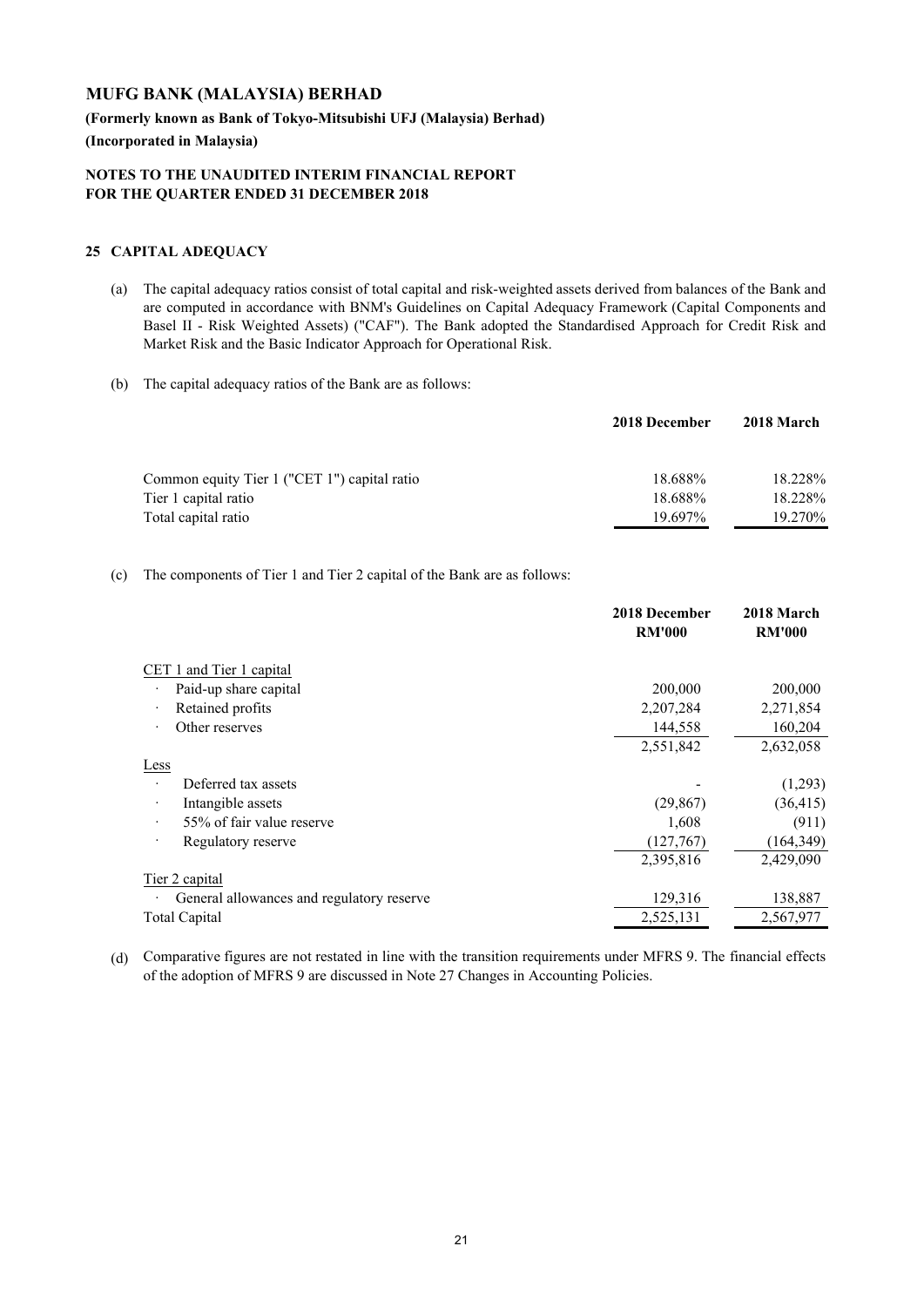# MUFG BANK (MALAYSIA) BERHAD

**(Formerly known as Bank of Tokyo-Mitsubishi UFJ (Malaysia) Berhad)**

**(Incorporated in Malaysia)**

**NOTES TO THE UNAUDITED INTERIM FINANCIAL REPORT FOR THE QUARTER ENDED 31 DECEMBER 2018**

## 25 CAPITAL ADEQUACY

(a) The capital adequacy ratios consist of total capital and risk-weighted assets derived from balances of the Bank and are computed in accordance with BNM's Guidelines on Capital Adequacy Framework (Capital Components and Basel II - Risk Weighted Assets) ("CAF"). The Bank adopted the Standardised Approach for Credit Risk and Market Risk and the Basic Indicator Approach for Operational Risk.

(b) The capital adequacy ratios of the Bank are as follows:

| | 2018 December | 2018 March |
|---|---|---|
| Common equity Tier 1 ("CET 1") capital ratio | 18.688% | 18.228% |
| Tier 1 capital ratio | 18.688% | 18.228% |
| Total capital ratio | 19.697% | 19.270% |

(c) The components of Tier 1 and Tier 2 capital of the Bank are as follows:

| | 2018 December RM'000 | 2018 March RM'000 |
|---|---|---|
| CET 1 and Tier 1 capital | | |
| · Paid-up share capital | 200,000 | 200,000 |
| · Retained profits | 2,207,284 | 2,271,854 |
| · Other reserves | 144,558 | 160,204 |
| | 2,551,842 | 2,632,058 |
| Less | | |
| · Deferred tax assets | - | (1,293) |
| · Intangible assets | (29,867) | (36,415) |
| · 55% of fair value reserve | 1,608 | (911) |
| · Regulatory reserve | (127,767) | (164,349) |
| | 2,395,816 | 2,429,090 |
| Tier 2 capital | | |
| · General allowances and regulatory reserve | 129,316 | 138,887 |
| Total Capital | 2,525,131 | 2,567,977 |

(d) Comparative figures are not restated in line with the transition requirements under MFRS 9. The financial effects of the adoption of MFRS 9 are discussed in Note 27 Changes in Accounting Policies.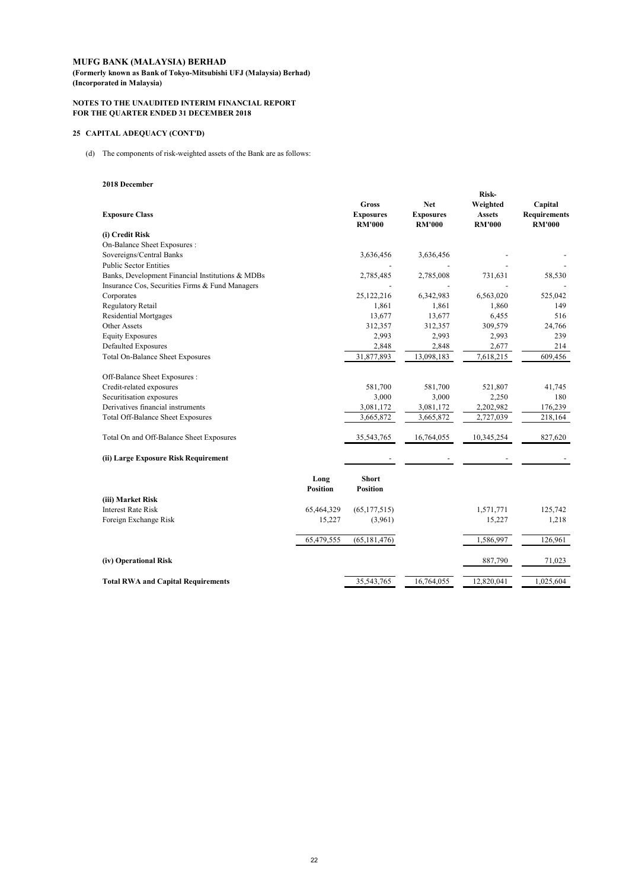**MUFG BANK (MALAYSIA) BERHAD**
**(Formerly known as Bank of Tokyo-Mitsubishi UFJ (Malaysia) Berhad)**
**(Incorporated in Malaysia)**

**NOTES TO THE UNAUDITED INTERIM FINANCIAL REPORT**
**FOR THE QUARTER ENDED 31 DECEMBER 2018**

## 25 CAPITAL ADEQUACY (CONT'D)

(d) The components of risk-weighted assets of the Bank are as follows:

**2018 December**

| Exposure Class | | Gross Exposures RM'000 | Net Exposures RM'000 | Risk-Weighted Assets RM'000 | Capital Requirements RM'000 |
|---|---|---|---|---|---|
| **(i) Credit Risk** | | | | | |
| On-Balance Sheet Exposures : | | | | | |
| Sovereigns/Central Banks | | 3,636,456 | 3,636,456 | - | - |
| Public Sector Entities | | - | - | - | - |
| Banks, Development Financial Institutions & MDBs | | 2,785,485 | 2,785,008 | 731,631 | 58,530 |
| Insurance Cos, Securities Firms & Fund Managers | | - | - | - | - |
| Corporates | | 25,122,216 | 6,342,983 | 6,563,020 | 525,042 |
| Regulatory Retail | | 1,861 | 1,861 | 1,860 | 149 |
| Residential Mortgages | | 13,677 | 13,677 | 6,455 | 516 |
| Other Assets | | 312,357 | 312,357 | 309,579 | 24,766 |
| Equity Exposures | | 2,993 | 2,993 | 2,993 | 239 |
| Defaulted Exposures | | 2,848 | 2,848 | 2,677 | 214 |
| Total On-Balance Sheet Exposures | | 31,877,893 | 13,098,183 | 7,618,215 | 609,456 |
| Off-Balance Sheet Exposures : | | | | | |
| Credit-related exposures | | 581,700 | 581,700 | 521,807 | 41,745 |
| Securitisation exposures | | 3,000 | 3,000 | 2,250 | 180 |
| Derivatives financial instruments | | 3,081,172 | 3,081,172 | 2,202,982 | 176,239 |
| Total Off-Balance Sheet Exposures | | 3,665,872 | 3,665,872 | 2,727,039 | 218,164 |
| Total On and Off-Balance Sheet Exposures | | 35,543,765 | 16,764,055 | 10,345,254 | 827,620 |
| **(ii) Large Exposure Risk Requirement** | | - | - | - | - |
| | **Long Position** | **Short Position** | | | |
| **(iii) Market Risk** | | | | | |
| Interest Rate Risk | 65,464,329 | (65,177,515) | | 1,571,771 | 125,742 |
| Foreign Exchange Risk | 15,227 | (3,961) | | 15,227 | 1,218 |
| | 65,479,555 | (65,181,476) | | 1,586,997 | 126,961 |
| **(iv) Operational Risk** | | | | 887,790 | 71,023 |
| **Total RWA and Capital Requirements** | | 35,543,765 | 16,764,055 | 12,820,041 | 1,025,604 |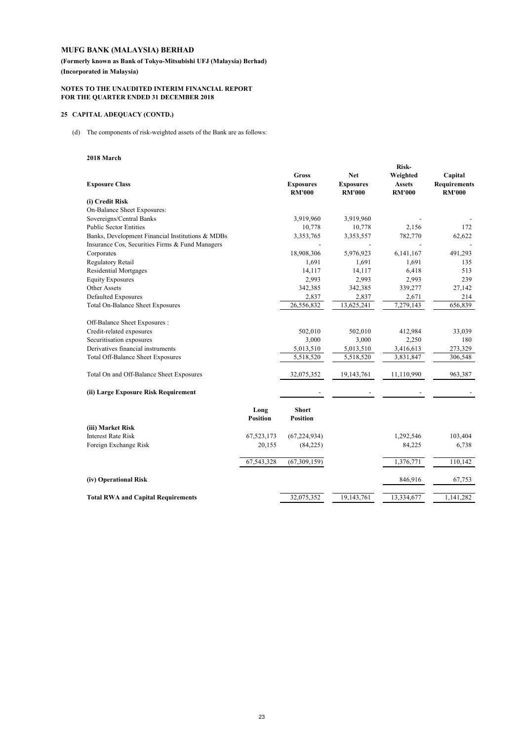# MUFG BANK (MALAYSIA) BERHAD

**(Formerly known as Bank of Tokyo-Mitsubishi UFJ (Malaysia) Berhad)**

**(Incorporated in Malaysia)**

**NOTES TO THE UNAUDITED INTERIM FINANCIAL REPORT**
**FOR THE QUARTER ENDED 31 DECEMBER 2018**

## 25 CAPITAL ADEQUACY (CONTD.)

(d) The components of risk-weighted assets of the Bank are as follows:

**2018 March**

| Exposure Class | | Gross Exposures RM'000 | Net Exposures RM'000 | Risk-Weighted Assets RM'000 | Capital Requirements RM'000 |
|---|---|---|---|---|---|
| **(i) Credit Risk** | | | | | |
| On-Balance Sheet Exposures: | | | | | |
| Sovereigns/Central Banks | | 3,919,960 | 3,919,960 | - | - |
| Public Sector Entities | | 10,778 | 10,778 | 2,156 | 172 |
| Banks, Development Financial Institutions & MDBs | | 3,353,765 | 3,353,557 | 782,770 | 62,622 |
| Insurance Cos, Securities Firms & Fund Managers | | - | - | - | - |
| Corporates | | 18,908,306 | 5,976,923 | 6,141,167 | 491,293 |
| Regulatory Retail | | 1,691 | 1,691 | 1,691 | 135 |
| Residential Mortgages | | 14,117 | 14,117 | 6,418 | 513 |
| Equity Exposures | | 2,993 | 2,993 | 2,993 | 239 |
| Other Assets | | 342,385 | 342,385 | 339,277 | 27,142 |
| Defaulted Exposures | | 2,837 | 2,837 | 2,671 | 214 |
| Total On-Balance Sheet Exposures | | 26,556,832 | 13,625,241 | 7,279,143 | 656,839 |
| | | | | | |
| Off-Balance Sheet Exposures : | | | | | |
| Credit-related exposures | | 502,010 | 502,010 | 412,984 | 33,039 |
| Securitisation exposures | | 3,000 | 3,000 | 2,250 | 180 |
| Derivatives financial instruments | | 5,013,510 | 5,013,510 | 3,416,613 | 273,329 |
| Total Off-Balance Sheet Exposures | | 5,518,520 | 5,518,520 | 3,831,847 | 306,548 |
| | | | | | |
| Total On and Off-Balance Sheet Exposures | | 32,075,352 | 19,143,761 | 11,110,990 | 963,387 |
| | | | | | |
| **(ii) Large Exposure Risk Requirement** | | - | - | - | - |
| | | | | | |
| | **Long Position** | **Short Position** | | | |
| **(iii) Market Risk** | | | | | |
| Interest Rate Risk | 67,523,173 | (67,224,934) | | 1,292,546 | 103,404 |
| Foreign Exchange Risk | 20,155 | (84,225) | | 84,225 | 6,738 |
| | 67,543,328 | (67,309,159) | | 1,376,771 | 110,142 |
| | | | | | |
| **(iv) Operational Risk** | | | | 846,916 | 67,753 |
| | | | | | |
| **Total RWA and Capital Requirements** | | 32,075,352 | 19,143,761 | 13,334,677 | 1,141,282 |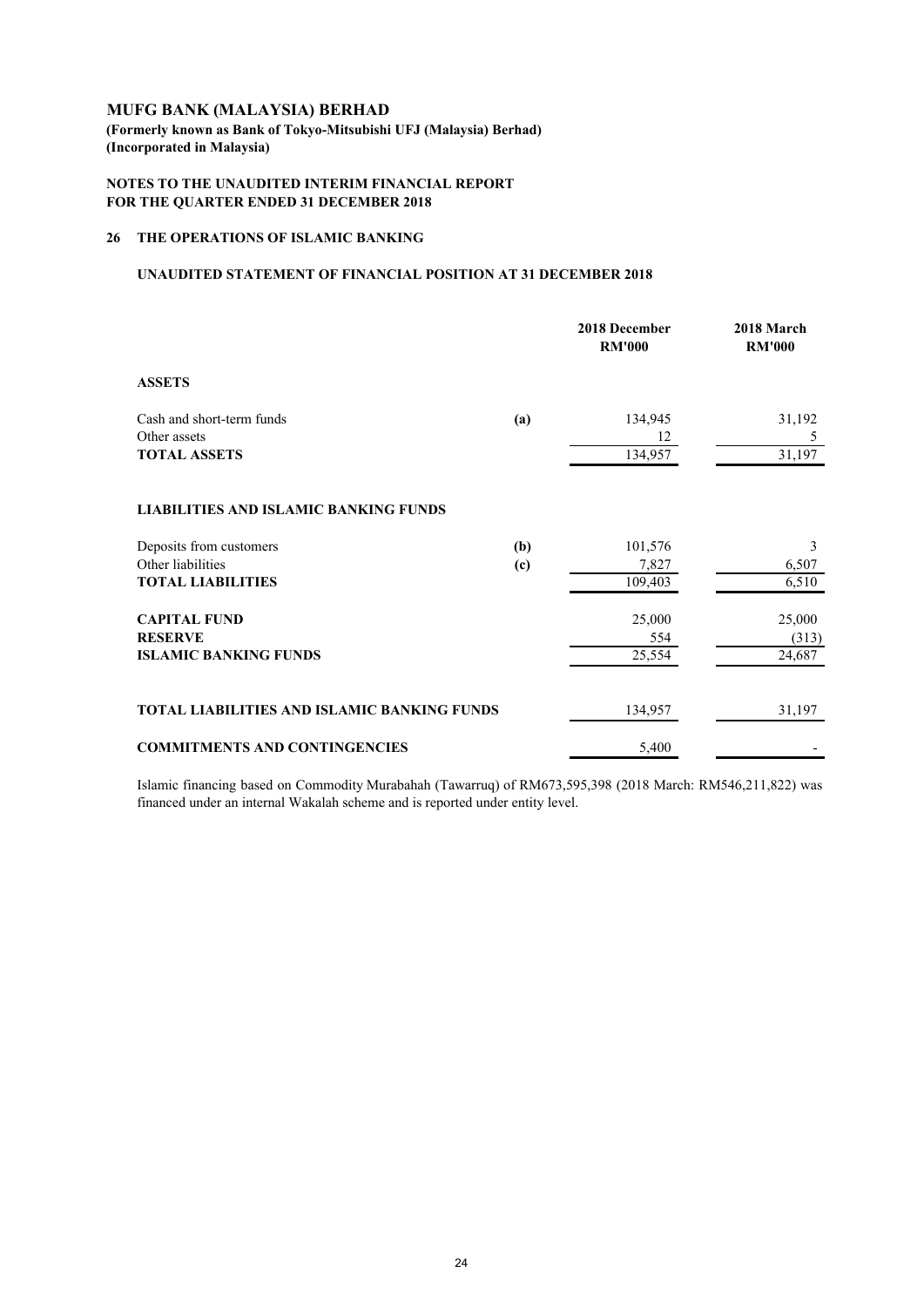**MUFG BANK (MALAYSIA) BERHAD**
**(Formerly known as Bank of Tokyo-Mitsubishi UFJ (Malaysia) Berhad)**
**(Incorporated in Malaysia)**

**NOTES TO THE UNAUDITED INTERIM FINANCIAL REPORT**
**FOR THE QUARTER ENDED 31 DECEMBER 2018**

## 26 THE OPERATIONS OF ISLAMIC BANKING

### UNAUDITED STATEMENT OF FINANCIAL POSITION AT 31 DECEMBER 2018

| | | 2018 December RM'000 | 2018 March RM'000 |
|---|---|---|---|
| **ASSETS** | | | |
| Cash and short-term funds | (a) | 134,945 | 31,192 |
| Other assets | | 12 | 5 |
| **TOTAL ASSETS** | | 134,957 | 31,197 |
| **LIABILITIES AND ISLAMIC BANKING FUNDS** | | | |
| Deposits from customers | (b) | 101,576 | 3 |
| Other liabilities | (c) | 7,827 | 6,507 |
| **TOTAL LIABILITIES** | | 109,403 | 6,510 |
| **CAPITAL FUND** | | 25,000 | 25,000 |
| **RESERVE** | | 554 | (313) |
| **ISLAMIC BANKING FUNDS** | | 25,554 | 24,687 |
| **TOTAL LIABILITIES AND ISLAMIC BANKING FUNDS** | | 134,957 | 31,197 |
| **COMMITMENTS AND CONTINGENCIES** | | 5,400 | - |

Islamic financing based on Commodity Murabahah (Tawarruq) of RM673,595,398 (2018 March: RM546,211,822) was financed under an internal Wakalah scheme and is reported under entity level.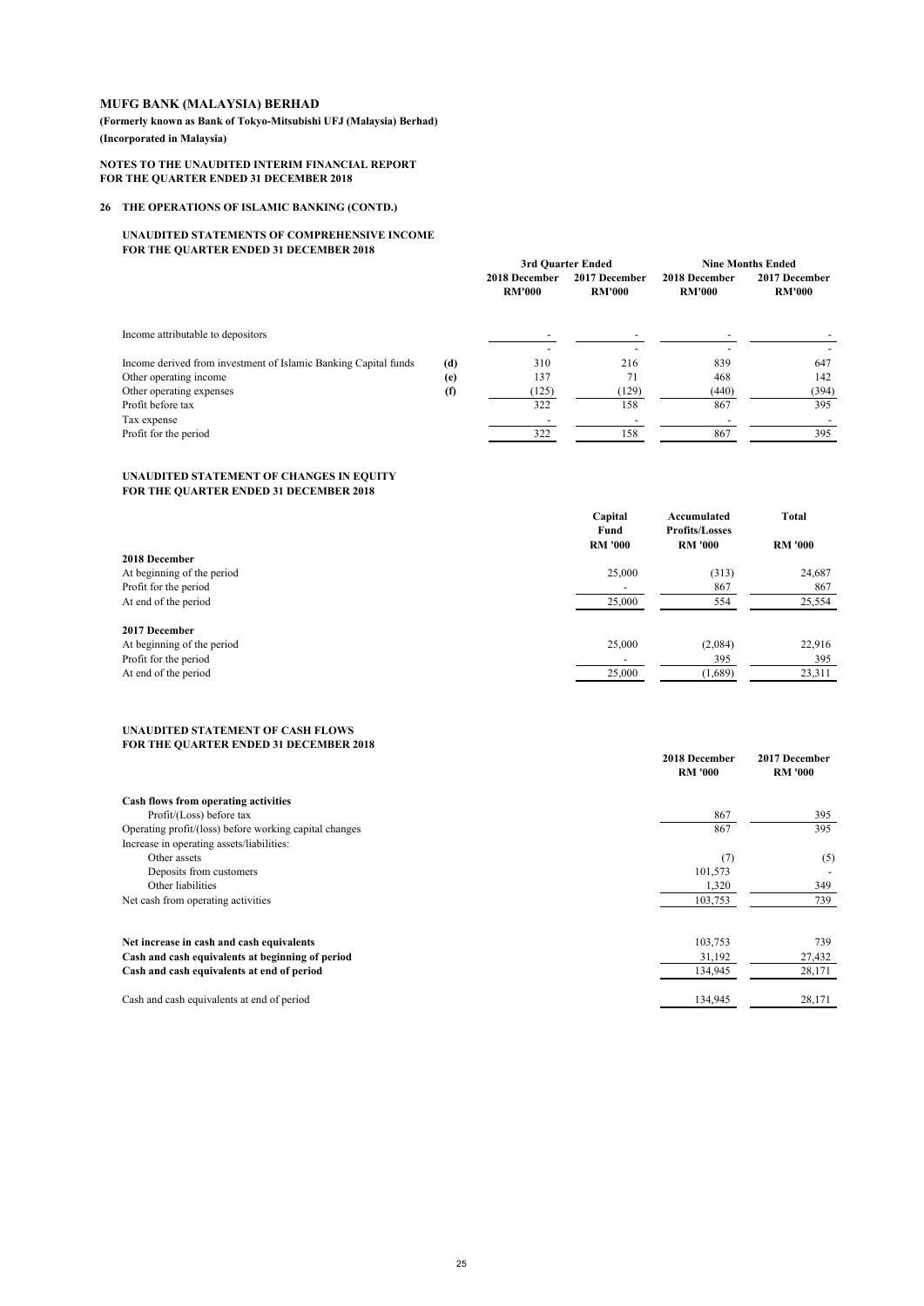**MUFG BANK (MALAYSIA) BERHAD**

**(Formerly known as Bank of Tokyo-Mitsubishi UFJ (Malaysia) Berhad)**

**(Incorporated in Malaysia)**

**NOTES TO THE UNAUDITED INTERIM FINANCIAL REPORT FOR THE QUARTER ENDED 31 DECEMBER 2018**

**26 THE OPERATIONS OF ISLAMIC BANKING (CONTD.)**

**UNAUDITED STATEMENTS OF COMPREHENSIVE INCOME FOR THE QUARTER ENDED 31 DECEMBER 2018**

| | | 3rd Quarter Ended | | Nine Months Ended | |
|---|---|---|---|---|---|
| | | 2018 December RM'000 | 2017 December RM'000 | 2018 December RM'000 | 2017 December RM'000 |
| Income attributable to depositors | | - | - | - | - |
| | | - | - | - | - |
| Income derived from investment of Islamic Banking Capital funds | (d) | 310 | 216 | 839 | 647 |
| Other operating income | (e) | 137 | 71 | 468 | 142 |
| Other operating expenses | (f) | (125) | (129) | (440) | (394) |
| Profit before tax | | 322 | 158 | 867 | 395 |
| Tax expense | | - | - | - | - |
| Profit for the period | | 322 | 158 | 867 | 395 |

**UNAUDITED STATEMENT OF CHANGES IN EQUITY FOR THE QUARTER ENDED 31 DECEMBER 2018**

| | Capital Fund RM '000 | Accumulated Profits/Losses RM '000 | Total RM '000 |
|---|---|---|---|
| **2018 December** | | | |
| At beginning of the period | 25,000 | (313) | 24,687 |
| Profit for the period | - | 867 | 867 |
| At end of the period | 25,000 | 554 | 25,554 |
| **2017 December** | | | |
| At beginning of the period | 25,000 | (2,084) | 22,916 |
| Profit for the period | - | 395 | 395 |
| At end of the period | 25,000 | (1,689) | 23,311 |

**UNAUDITED STATEMENT OF CASH FLOWS FOR THE QUARTER ENDED 31 DECEMBER 2018**

| | 2018 December RM '000 | 2017 December RM '000 |
|---|---|---|
| **Cash flows from operating activities** | | |
| Profit/(Loss) before tax | 867 | 395 |
| Operating profit/(loss) before working capital changes | 867 | 395 |
| Increase in operating assets/liabilities: | | |
| Other assets | (7) | (5) |
| Deposits from customers | 101,573 | - |
| Other liabilities | 1,320 | 349 |
| Net cash from operating activities | 103,753 | 739 |
| **Net increase in cash and cash equivalents** | 103,753 | 739 |
| **Cash and cash equivalents at beginning of period** | 31,192 | 27,432 |
| **Cash and cash equivalents at end of period** | 134,945 | 28,171 |
| Cash and cash equivalents at end of period | 134,945 | 28,171 |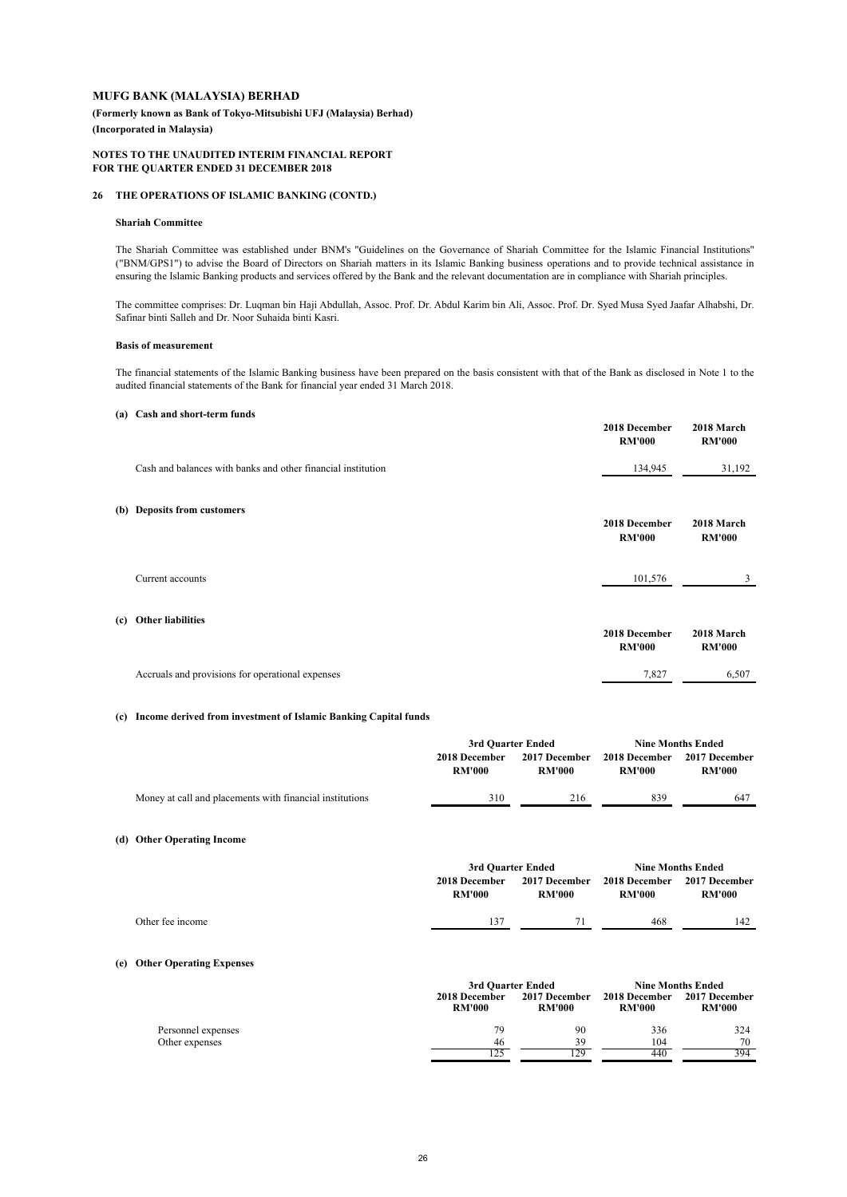**MUFG BANK (MALAYSIA) BERHAD**

**(Formerly known as Bank of Tokyo-Mitsubishi UFJ (Malaysia) Berhad)**

**(Incorporated in Malaysia)**

**NOTES TO THE UNAUDITED INTERIM FINANCIAL REPORT FOR THE QUARTER ENDED 31 DECEMBER 2018**

## 26 THE OPERATIONS OF ISLAMIC BANKING (CONTD.)

### Shariah Committee

The Shariah Committee was established under BNM's "Guidelines on the Governance of Shariah Committee for the Islamic Financial Institutions" ("BNM/GPS1") to advise the Board of Directors on Shariah matters in its Islamic Banking business operations and to provide technical assistance in ensuring the Islamic Banking products and services offered by the Bank and the relevant documentation are in compliance with Shariah principles.

The committee comprises: Dr. Luqman bin Haji Abdullah, Assoc. Prof. Dr. Abdul Karim bin Ali, Assoc. Prof. Dr. Syed Musa Syed Jaafar Alhabshi, Dr. Safinar binti Salleh and Dr. Noor Suhaida binti Kasri.

### Basis of measurement

The financial statements of the Islamic Banking business have been prepared on the basis consistent with that of the Bank as disclosed in Note 1 to the audited financial statements of the Bank for financial year ended 31 March 2018.

### (a) Cash and short-term funds

| | 2018 December RM'000 | 2018 March RM'000 |
|---|---|---|
| Cash and balances with banks and other financial institution | 134,945 | 31,192 |

### (b) Deposits from customers

| | 2018 December RM'000 | 2018 March RM'000 |
|---|---|---|
| Current accounts | 101,576 | 3 |

### (c) Other liabilities

| | 2018 December RM'000 | 2018 March RM'000 |
|---|---|---|
| Accruals and provisions for operational expenses | 7,827 | 6,507 |

### (c) Income derived from investment of Islamic Banking Capital funds

| | 3rd Quarter Ended | | Nine Months Ended | |
|---|---|---|---|---|
| | 2018 December RM'000 | 2017 December RM'000 | 2018 December RM'000 | 2017 December RM'000 |
| Money at call and placements with financial institutions | 310 | 216 | 839 | 647 |

### (d) Other Operating Income

| | 3rd Quarter Ended | | Nine Months Ended | |
|---|---|---|---|---|
| | 2018 December RM'000 | 2017 December RM'000 | 2018 December RM'000 | 2017 December RM'000 |
| Other fee income | 137 | 71 | 468 | 142 |

### (e) Other Operating Expenses

| | 3rd Quarter Ended | | Nine Months Ended | |
|---|---|---|---|---|
| | 2018 December RM'000 | 2017 December RM'000 | 2018 December RM'000 | 2017 December RM'000 |
| Personnel expenses | 79 | 90 | 336 | 324 |
| Other expenses | 46 | 39 | 104 | 70 |
| | 125 | 129 | 440 | 394 |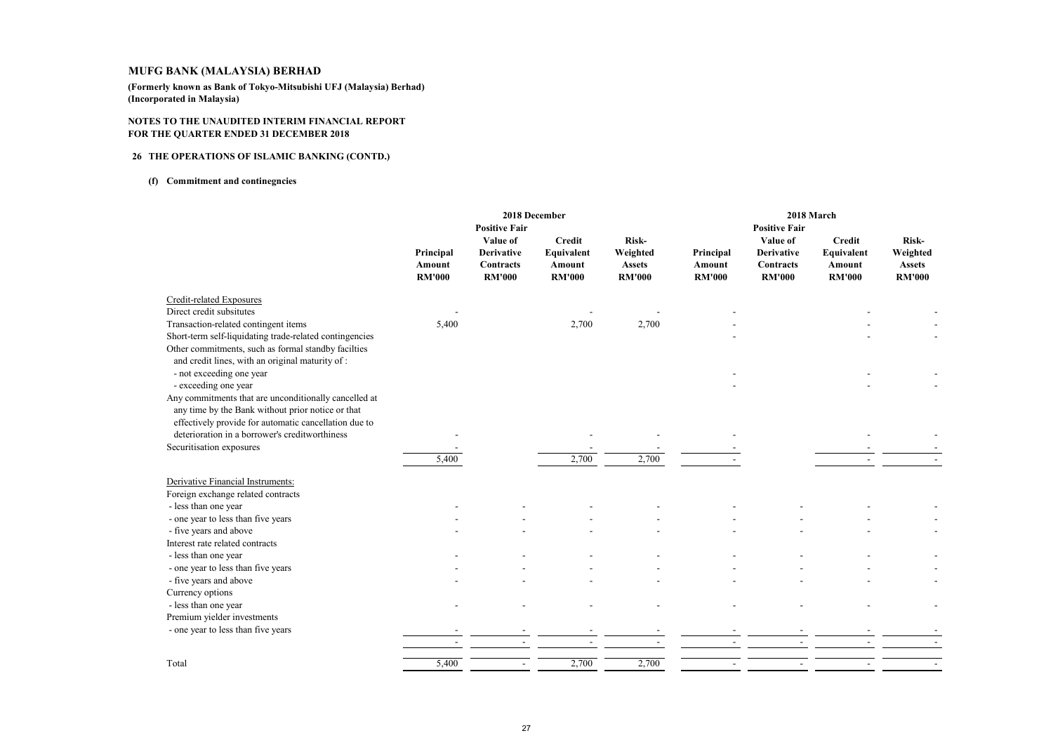# MUFG BANK (MALAYSIA) BERHAD

**(Formerly known as Bank of Tokyo-Mitsubishi UFJ (Malaysia) Berhad)**
**(Incorporated in Malaysia)**

**NOTES TO THE UNAUDITED INTERIM FINANCIAL REPORT**
**FOR THE QUARTER ENDED 31 DECEMBER 2018**

## 26 THE OPERATIONS OF ISLAMIC BANKING (CONTD.)

### (f) Commitment and continegncies

| | 2018 December | | | | 2018 March | | | |
|---|---|---|---|---|---|---|---|---|
| | Principal Amount RM'000 | Positive Fair Value of Derivative Contracts RM'000 | Credit Equivalent Amount RM'000 | Risk-Weighted Assets RM'000 | Principal Amount RM'000 | Positive Fair Value of Derivative Contracts RM'000 | Credit Equivalent Amount RM'000 | Risk-Weighted Assets RM'000 |
| Credit-related Exposures | | | | | | | | |
| Direct credit subsitutes | - | | - | - | - | | - | - |
| Transaction-related contingent items | 5,400 | | 2,700 | 2,700 | - | | - | - |
| Short-term self-liquidating trade-related contingencies | | | | | - | | - | - |
| Other commitments, such as formal standby facilties and credit lines, with an original maturity of : | | | | | | | | |
| - not exceeding one year | | | | | - | | - | - |
| - exceeding one year | | | | | - | | - | - |
| Any commitments that are unconditionally cancelled at any time by the Bank without prior notice or that effectively provide for automatic cancellation due to deterioration in a borrower's creditworthiness | - | | - | - | - | | - | - |
| Securitisation exposures | - | | - | - | - | | - | - |
| | 5,400 | | 2,700 | 2,700 | - | | - | - |
| Derivative Financial Instruments: | | | | | | | | |
| Foreign exchange related contracts | | | | | | | | |
| - less than one year | - | - | - | - | - | - | - | - |
| - one year to less than five years | - | - | - | - | - | - | - | - |
| - five years and above | - | - | - | - | - | - | - | - |
| Interest rate related contracts | | | | | | | | |
| - less than one year | - | - | - | - | - | - | - | - |
| - one year to less than five years | - | - | - | - | - | - | - | - |
| - five years and above | - | - | - | - | - | - | - | - |
| Currency options | | | | | | | | |
| - less than one year | - | - | - | - | - | - | - | - |
| Premium yielder investments | | | | | | | | |
| - one year to less than five years | - | - | - | - | - | - | - | - |
| | - | - | - | - | - | - | - | - |
| Total | 5,400 | - | 2,700 | 2,700 | - | - | - | - |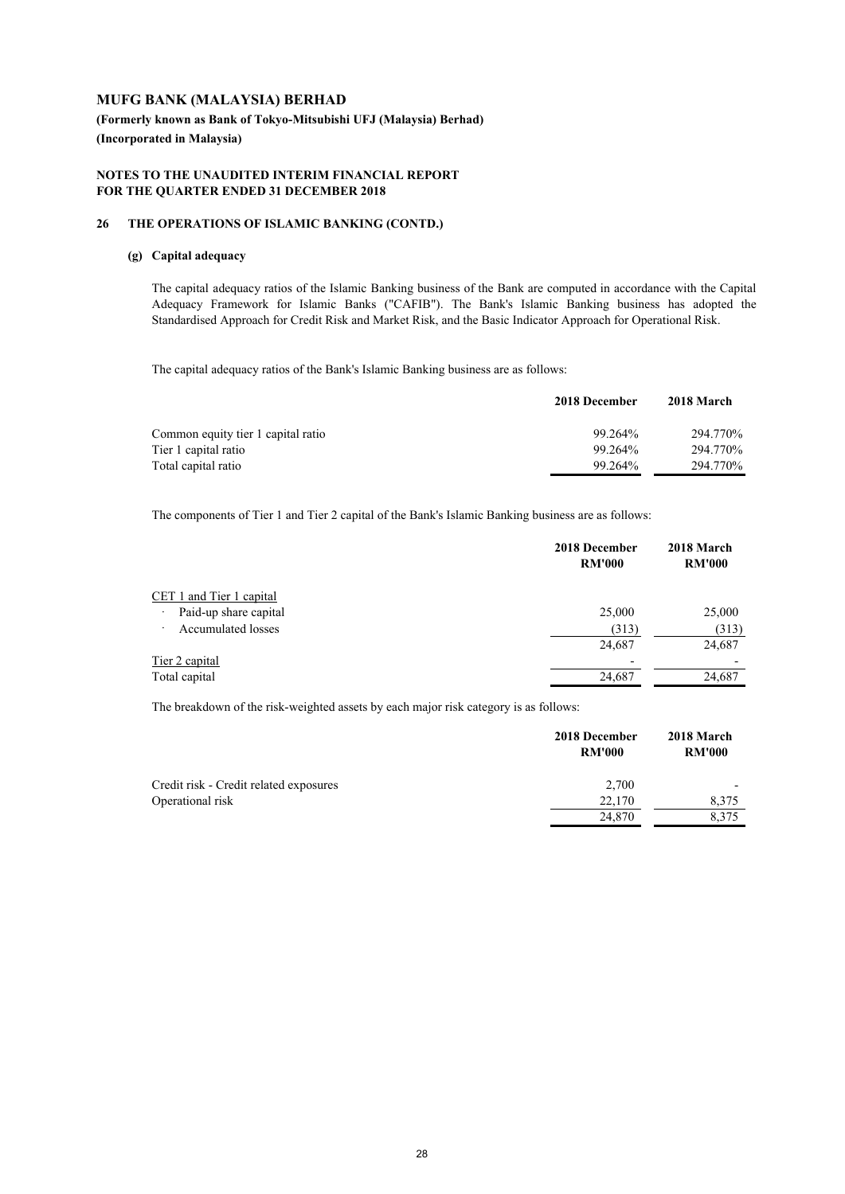# MUFG BANK (MALAYSIA) BERHAD

**(Formerly known as Bank of Tokyo-Mitsubishi UFJ (Malaysia) Berhad)**

**(Incorporated in Malaysia)**

**NOTES TO THE UNAUDITED INTERIM FINANCIAL REPORT FOR THE QUARTER ENDED 31 DECEMBER 2018**

## 26 THE OPERATIONS OF ISLAMIC BANKING (CONTD.)

### (g) Capital adequacy

The capital adequacy ratios of the Islamic Banking business of the Bank are computed in accordance with the Capital Adequacy Framework for Islamic Banks ("CAFIB"). The Bank's Islamic Banking business has adopted the Standardised Approach for Credit Risk and Market Risk, and the Basic Indicator Approach for Operational Risk.

The capital adequacy ratios of the Bank's Islamic Banking business are as follows:

| | 2018 December | 2018 March |
|---|---|---|
| Common equity tier 1 capital ratio | 99.264% | 294.770% |
| Tier 1 capital ratio | 99.264% | 294.770% |
| Total capital ratio | 99.264% | 294.770% |

The components of Tier 1 and Tier 2 capital of the Bank's Islamic Banking business are as follows:

| | 2018 December RM'000 | 2018 March RM'000 |
|---|---|---|
| CET 1 and Tier 1 capital | | |
| · Paid-up share capital | 25,000 | 25,000 |
| · Accumulated losses | (313) | (313) |
| | 24,687 | 24,687 |
| Tier 2 capital | - | - |
| Total capital | 24,687 | 24,687 |

The breakdown of the risk-weighted assets by each major risk category is as follows:

| | 2018 December RM'000 | 2018 March RM'000 |
|---|---|---|
| Credit risk - Credit related exposures | 2,700 | - |
| Operational risk | 22,170 | 8,375 |
| | 24,870 | 8,375 |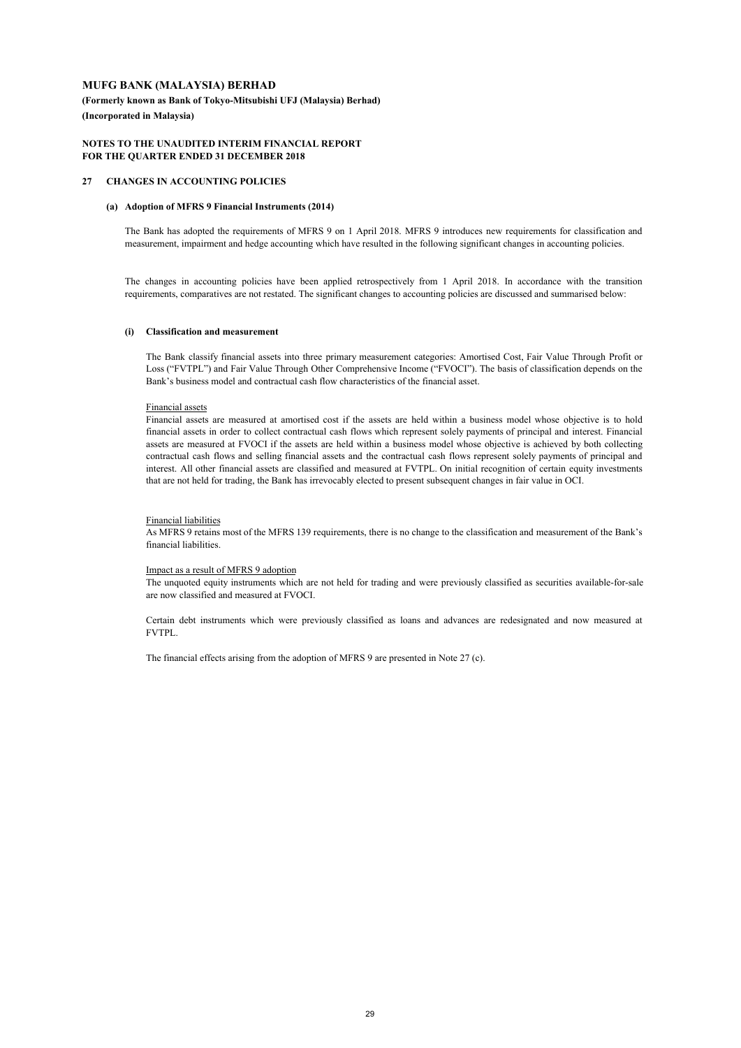# MUFG BANK (MALAYSIA) BERHAD

**(Formerly known as Bank of Tokyo-Mitsubishi UFJ (Malaysia) Berhad)**

**(Incorporated in Malaysia)**

**NOTES TO THE UNAUDITED INTERIM FINANCIAL REPORT**
**FOR THE QUARTER ENDED 31 DECEMBER 2018**

## 27 CHANGES IN ACCOUNTING POLICIES

### (a) Adoption of MFRS 9 Financial Instruments (2014)

The Bank has adopted the requirements of MFRS 9 on 1 April 2018. MFRS 9 introduces new requirements for classification and measurement, impairment and hedge accounting which have resulted in the following significant changes in accounting policies.

The changes in accounting policies have been applied retrospectively from 1 April 2018. In accordance with the transition requirements, comparatives are not restated. The significant changes to accounting policies are discussed and summarised below:

#### (i) Classification and measurement

The Bank classify financial assets into three primary measurement categories: Amortised Cost, Fair Value Through Profit or Loss ("FVTPL") and Fair Value Through Other Comprehensive Income ("FVOCI"). The basis of classification depends on the Bank's business model and contractual cash flow characteristics of the financial asset.

Financial assets

Financial assets are measured at amortised cost if the assets are held within a business model whose objective is to hold financial assets in order to collect contractual cash flows which represent solely payments of principal and interest. Financial assets are measured at FVOCI if the assets are held within a business model whose objective is achieved by both collecting contractual cash flows and selling financial assets and the contractual cash flows represent solely payments of principal and interest. All other financial assets are classified and measured at FVTPL. On initial recognition of certain equity investments that are not held for trading, the Bank has irrevocably elected to present subsequent changes in fair value in OCI.

Financial liabilities

As MFRS 9 retains most of the MFRS 139 requirements, there is no change to the classification and measurement of the Bank's financial liabilities.

Impact as a result of MFRS 9 adoption

The unquoted equity instruments which are not held for trading and were previously classified as securities available-for-sale are now classified and measured at FVOCI.

Certain debt instruments which were previously classified as loans and advances are redesignated and now measured at FVTPL.

The financial effects arising from the adoption of MFRS 9 are presented in Note 27 (c).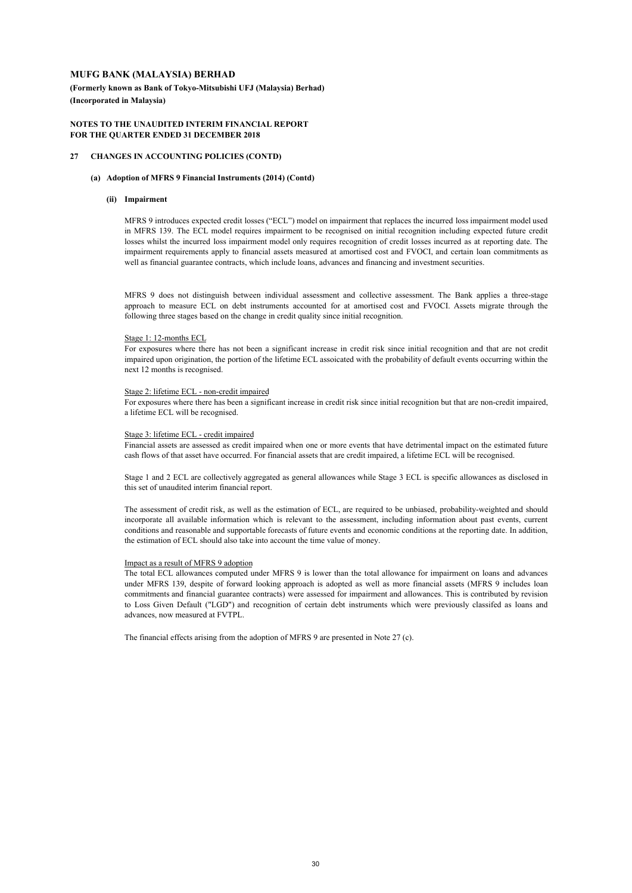# MUFG BANK (MALAYSIA) BERHAD

**(Formerly known as Bank of Tokyo-Mitsubishi UFJ (Malaysia) Berhad)**

**(Incorporated in Malaysia)**

**NOTES TO THE UNAUDITED INTERIM FINANCIAL REPORT FOR THE QUARTER ENDED 31 DECEMBER 2018**

## 27 CHANGES IN ACCOUNTING POLICIES (CONTD)

### (a) Adoption of MFRS 9 Financial Instruments (2014) (Contd)

#### (ii) Impairment

MFRS 9 introduces expected credit losses ("ECL") model on impairment that replaces the incurred loss impairment model used in MFRS 139. The ECL model requires impairment to be recognised on initial recognition including expected future credit losses whilst the incurred loss impairment model only requires recognition of credit losses incurred as at reporting date. The impairment requirements apply to financial assets measured at amortised cost and FVOCI, and certain loan commitments as well as financial guarantee contracts, which include loans, advances and financing and investment securities.

MFRS 9 does not distinguish between individual assessment and collective assessment. The Bank applies a three-stage approach to measure ECL on debt instruments accounted for at amortised cost and FVOCI. Assets migrate through the following three stages based on the change in credit quality since initial recognition.

Stage 1: 12-months ECL

For exposures where there has not been a significant increase in credit risk since initial recognition and that are not credit impaired upon origination, the portion of the lifetime ECL assoicated with the probability of default events occurring within the next 12 months is recognised.

Stage 2: lifetime ECL - non-credit impaired

For exposures where there has been a significant increase in credit risk since initial recognition but that are non-credit impaired, a lifetime ECL will be recognised.

Stage 3: lifetime ECL - credit impaired

Financial assets are assessed as credit impaired when one or more events that have detrimental impact on the estimated future cash flows of that asset have occurred. For financial assets that are credit impaired, a lifetime ECL will be recognised.

Stage 1 and 2 ECL are collectively aggregated as general allowances while Stage 3 ECL is specific allowances as disclosed in this set of unaudited interim financial report.

The assessment of credit risk, as well as the estimation of ECL, are required to be unbiased, probability-weighted and should incorporate all available information which is relevant to the assessment, including information about past events, current conditions and reasonable and supportable forecasts of future events and economic conditions at the reporting date. In addition, the estimation of ECL should also take into account the time value of money.

Impact as a result of MFRS 9 adoption

The total ECL allowances computed under MFRS 9 is lower than the total allowance for impairment on loans and advances under MFRS 139, despite of forward looking approach is adopted as well as more financial assets (MFRS 9 includes loan commitments and financial guarantee contracts) were assessed for impairment and allowances. This is contributed by revision to Loss Given Default ("LGD") and recognition of certain debt instruments which were previously classifed as loans and advances, now measured at FVTPL.

The financial effects arising from the adoption of MFRS 9 are presented in Note 27 (c).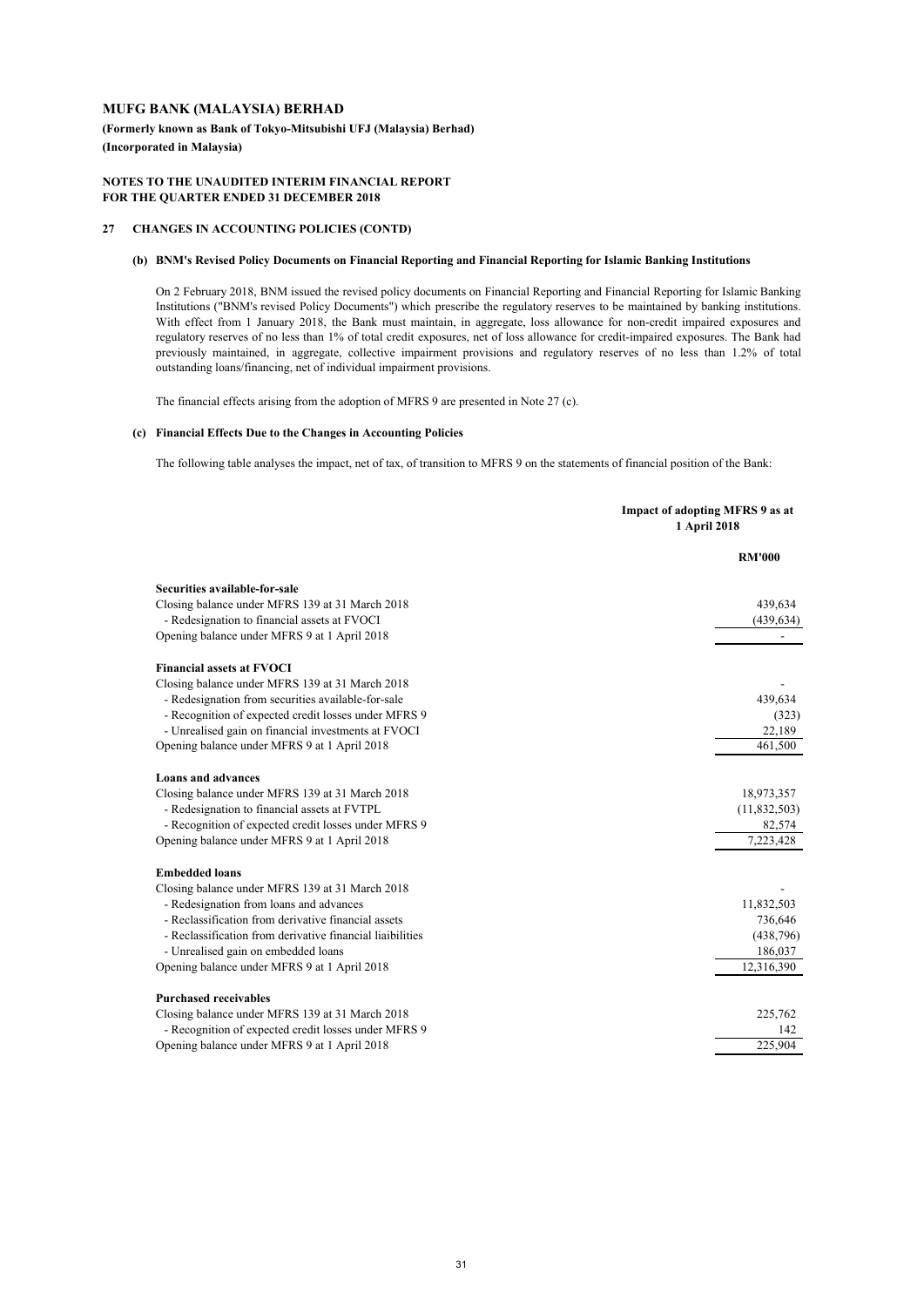**MUFG BANK (MALAYSIA) BERHAD**

**(Formerly known as Bank of Tokyo-Mitsubishi UFJ (Malaysia) Berhad)**

**(Incorporated in Malaysia)**

**NOTES TO THE UNAUDITED INTERIM FINANCIAL REPORT**
**FOR THE QUARTER ENDED 31 DECEMBER 2018**

## 27 CHANGES IN ACCOUNTING POLICIES (CONTD)

### (b) BNM's Revised Policy Documents on Financial Reporting and Financial Reporting for Islamic Banking Institutions

On 2 February 2018, BNM issued the revised policy documents on Financial Reporting and Financial Reporting for Islamic Banking Institutions ("BNM's revised Policy Documents") which prescribe the regulatory reserves to be maintained by banking institutions. With effect from 1 January 2018, the Bank must maintain, in aggregate, loss allowance for non-credit impaired exposures and regulatory reserves of no less than 1% of total credit exposures, net of loss allowance for credit-impaired exposures. The Bank had previously maintained, in aggregate, collective impairment provisions and regulatory reserves of no less than 1.2% of total outstanding loans/financing, net of individual impairment provisions.

The financial effects arising from the adoption of MFRS 9 are presented in Note 27 (c).

### (c) Financial Effects Due to the Changes in Accounting Policies

The following table analyses the impact, net of tax, of transition to MFRS 9 on the statements of financial position of the Bank:

| | Impact of adopting MFRS 9 as at 1 April 2018 |
|---|---|
| | RM'000 |
| **Securities available-for-sale** | |
| Closing balance under MFRS 139 at 31 March 2018 | 439,634 |
| - Redesignation to financial assets at FVOCI | (439,634) |
| Opening balance under MFRS 9 at 1 April 2018 | - |
| **Financial assets at FVOCI** | |
| Closing balance under MFRS 139 at 31 March 2018 | - |
| - Redesignation from securities available-for-sale | 439,634 |
| - Recognition of expected credit losses under MFRS 9 | (323) |
| - Unrealised gain on financial investments at FVOCI | 22,189 |
| Opening balance under MFRS 9 at 1 April 2018 | 461,500 |
| **Loans and advances** | |
| Closing balance under MFRS 139 at 31 March 2018 | 18,973,357 |
| - Redesignation to financial assets at FVTPL | (11,832,503) |
| - Recognition of expected credit losses under MFRS 9 | 82,574 |
| Opening balance under MFRS 9 at 1 April 2018 | 7,223,428 |
| **Embedded loans** | |
| Closing balance under MFRS 139 at 31 March 2018 | - |
| - Redesignation from loans and advances | 11,832,503 |
| - Reclassification from derivative financial assets | 736,646 |
| - Reclassification from derivative financial liaibilities | (438,796) |
| - Unrealised gain on embedded loans | 186,037 |
| Opening balance under MFRS 9 at 1 April 2018 | 12,316,390 |
| **Purchased receivables** | |
| Closing balance under MFRS 139 at 31 March 2018 | 225,762 |
| - Recognition of expected credit losses under MFRS 9 | 142 |
| Opening balance under MFRS 9 at 1 April 2018 | 225,904 |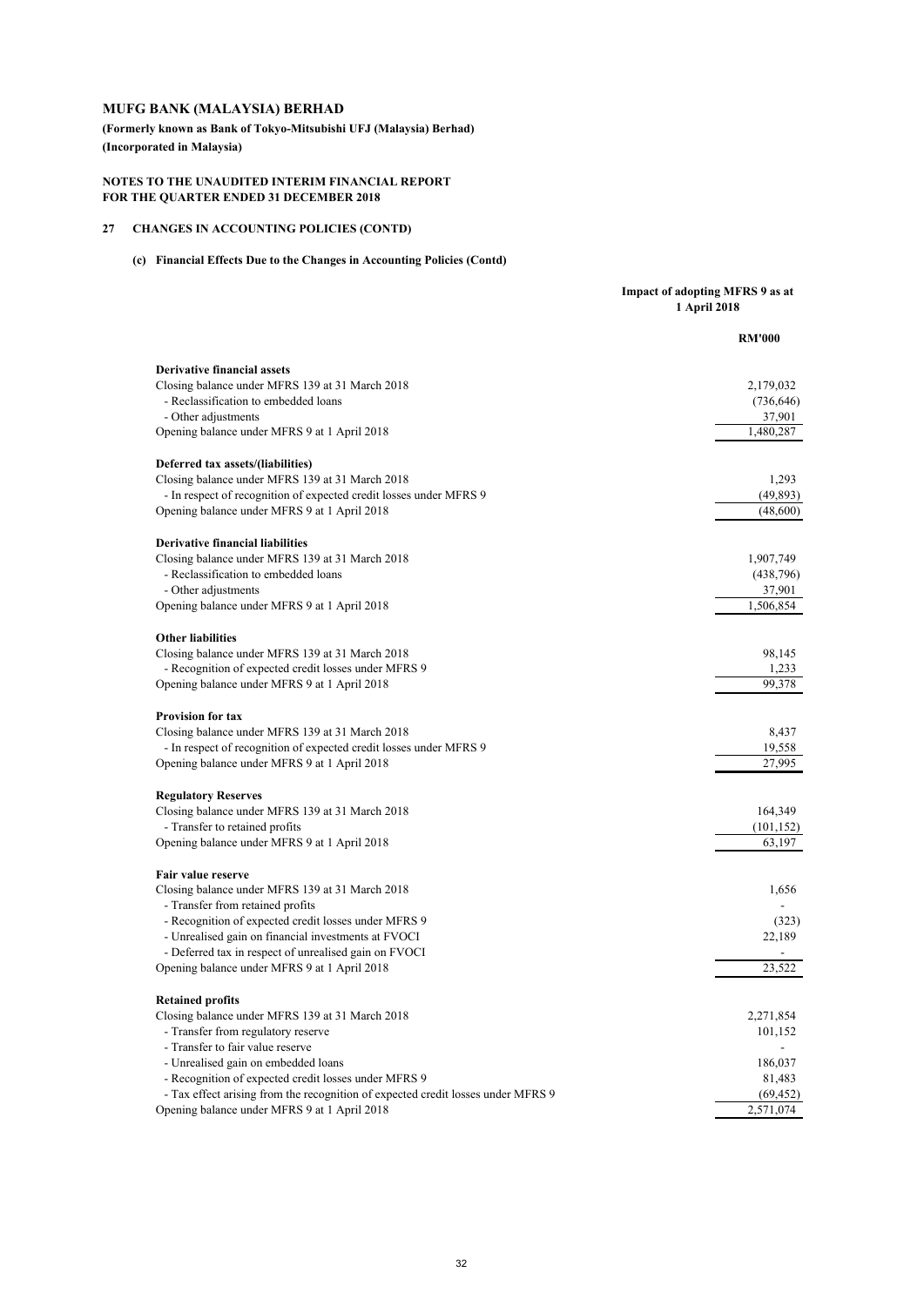**MUFG BANK (MALAYSIA) BERHAD**

**(Formerly known as Bank of Tokyo-Mitsubishi UFJ (Malaysia) Berhad)**

**(Incorporated in Malaysia)**

**NOTES TO THE UNAUDITED INTERIM FINANCIAL REPORT**
**FOR THE QUARTER ENDED 31 DECEMBER 2018**

## 27 CHANGES IN ACCOUNTING POLICIES (CONTD)

### (c) Financial Effects Due to the Changes in Accounting Policies (Contd)

| | Impact of adopting MFRS 9 as at 1 April 2018 |
|---|---|
| | **RM'000** |
| **Derivative financial assets** | |
| Closing balance under MFRS 139 at 31 March 2018 | 2,179,032 |
| - Reclassification to embedded loans | (736,646) |
| - Other adjustments | 37,901 |
| Opening balance under MFRS 9 at 1 April 2018 | 1,480,287 |
| **Deferred tax assets/(liabilities)** | |
| Closing balance under MFRS 139 at 31 March 2018 | 1,293 |
| - In respect of recognition of expected credit losses under MFRS 9 | (49,893) |
| Opening balance under MFRS 9 at 1 April 2018 | (48,600) |
| **Derivative financial liabilities** | |
| Closing balance under MFRS 139 at 31 March 2018 | 1,907,749 |
| - Reclassification to embedded loans | (438,796) |
| - Other adjustments | 37,901 |
| Opening balance under MFRS 9 at 1 April 2018 | 1,506,854 |
| **Other liabilities** | |
| Closing balance under MFRS 139 at 31 March 2018 | 98,145 |
| - Recognition of expected credit losses under MFRS 9 | 1,233 |
| Opening balance under MFRS 9 at 1 April 2018 | 99,378 |
| **Provision for tax** | |
| Closing balance under MFRS 139 at 31 March 2018 | 8,437 |
| - In respect of recognition of expected credit losses under MFRS 9 | 19,558 |
| Opening balance under MFRS 9 at 1 April 2018 | 27,995 |
| **Regulatory Reserves** | |
| Closing balance under MFRS 139 at 31 March 2018 | 164,349 |
| - Transfer to retained profits | (101,152) |
| Opening balance under MFRS 9 at 1 April 2018 | 63,197 |
| **Fair value reserve** | |
| Closing balance under MFRS 139 at 31 March 2018 | 1,656 |
| - Transfer from retained profits | - |
| - Recognition of expected credit losses under MFRS 9 | (323) |
| - Unrealised gain on financial investments at FVOCI | 22,189 |
| - Deferred tax in respect of unrealised gain on FVOCI | - |
| Opening balance under MFRS 9 at 1 April 2018 | 23,522 |
| **Retained profits** | |
| Closing balance under MFRS 139 at 31 March 2018 | 2,271,854 |
| - Transfer from regulatory reserve | 101,152 |
| - Transfer to fair value reserve | - |
| - Unrealised gain on embedded loans | 186,037 |
| - Recognition of expected credit losses under MFRS 9 | 81,483 |
| - Tax effect arising from the recognition of expected credit losses under MFRS 9 | (69,452) |
| Opening balance under MFRS 9 at 1 April 2018 | 2,571,074 |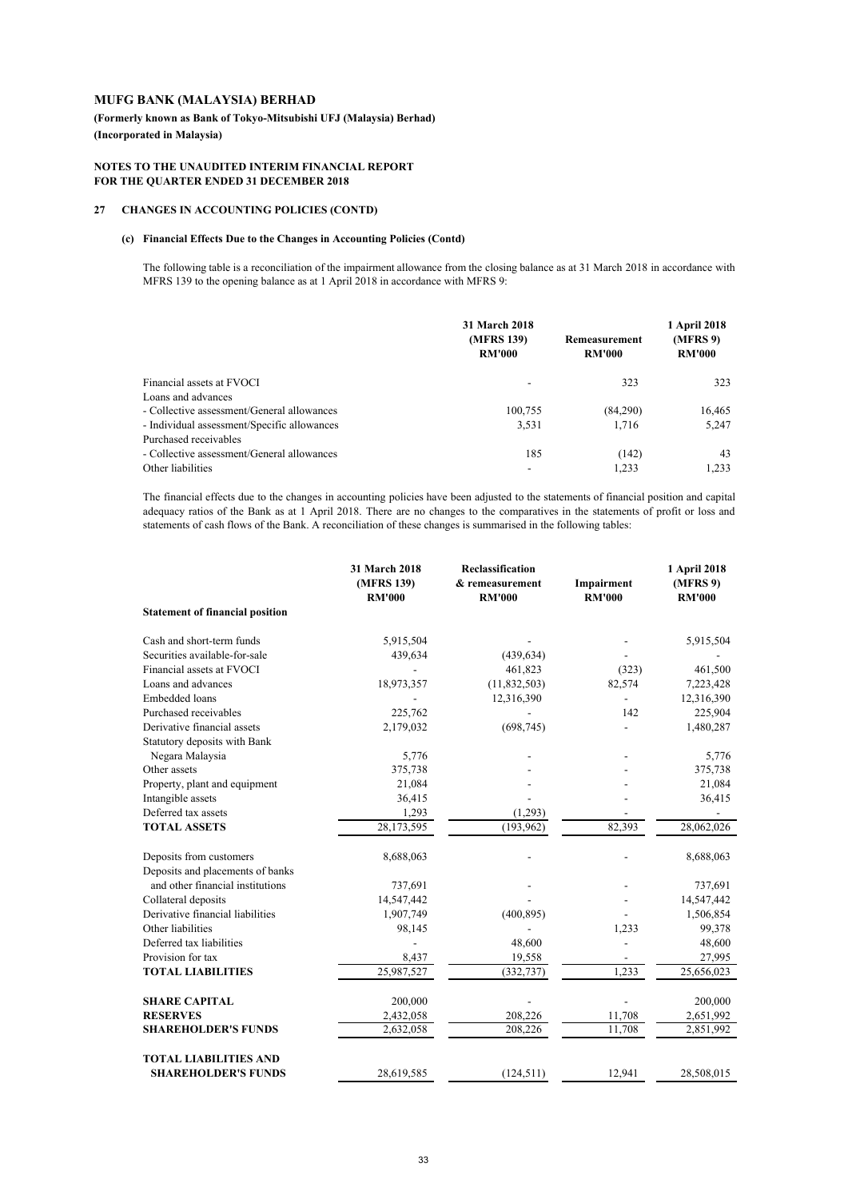# MUFG BANK (MALAYSIA) BERHAD

**(Formerly known as Bank of Tokyo-Mitsubishi UFJ (Malaysia) Berhad)**
**(Incorporated in Malaysia)**

**NOTES TO THE UNAUDITED INTERIM FINANCIAL REPORT FOR THE QUARTER ENDED 31 DECEMBER 2018**

## 27 CHANGES IN ACCOUNTING POLICIES (CONTD)

### (c) Financial Effects Due to the Changes in Accounting Policies (Contd)

The following table is a reconciliation of the impairment allowance from the closing balance as at 31 March 2018 in accordance with MFRS 139 to the opening balance as at 1 April 2018 in accordance with MFRS 9:

| | 31 March 2018 (MFRS 139) RM'000 | Remeasurement RM'000 | 1 April 2018 (MFRS 9) RM'000 |
|---|---|---|---|
| Financial assets at FVOCI | - | 323 | 323 |
| Loans and advances | | | |
| - Collective assessment/General allowances | 100,755 | (84,290) | 16,465 |
| - Individual assessment/Specific allowances | 3,531 | 1,716 | 5,247 |
| Purchased receivables | | | |
| - Collective assessment/General allowances | 185 | (142) | 43 |
| Other liabilities | - | 1,233 | 1,233 |

The financial effects due to the changes in accounting policies have been adjusted to the statements of financial position and capital adequacy ratios of the Bank as at 1 April 2018. There are no changes to the comparatives in the statements of profit or loss and statements of cash flows of the Bank. A reconciliation of these changes is summarised in the following tables:

| | 31 March 2018 (MFRS 139) RM'000 | Reclassification & remeasurement RM'000 | Impairment RM'000 | 1 April 2018 (MFRS 9) RM'000 |
|---|---|---|---|---|
| **Statement of financial position** | | | | |
| Cash and short-term funds | 5,915,504 | - | - | 5,915,504 |
| Securities available-for-sale | 439,634 | (439,634) | - | - |
| Financial assets at FVOCI | - | 461,823 | (323) | 461,500 |
| Loans and advances | 18,973,357 | (11,832,503) | 82,574 | 7,223,428 |
| Embedded loans | - | 12,316,390 | - | 12,316,390 |
| Purchased receivables | 225,762 | - | 142 | 225,904 |
| Derivative financial assets | 2,179,032 | (698,745) | - | 1,480,287 |
| Statutory deposits with Bank Negara Malaysia | 5,776 | - | - | 5,776 |
| Other assets | 375,738 | - | - | 375,738 |
| Property, plant and equipment | 21,084 | - | - | 21,084 |
| Intangible assets | 36,415 | - | - | 36,415 |
| Deferred tax assets | 1,293 | (1,293) | - | - |
| **TOTAL ASSETS** | 28,173,595 | (193,962) | 82,393 | 28,062,026 |
| Deposits from customers | 8,688,063 | - | - | 8,688,063 |
| Deposits and placements of banks and other financial institutions | 737,691 | - | - | 737,691 |
| Collateral deposits | 14,547,442 | - | - | 14,547,442 |
| Derivative financial liabilities | 1,907,749 | (400,895) | - | 1,506,854 |
| Other liabilities | 98,145 | - | 1,233 | 99,378 |
| Deferred tax liabilities | - | 48,600 | - | 48,600 |
| Provision for tax | 8,437 | 19,558 | - | 27,995 |
| **TOTAL LIABILITIES** | 25,987,527 | (332,737) | 1,233 | 25,656,023 |
| **SHARE CAPITAL** | 200,000 | - | - | 200,000 |
| **RESERVES** | 2,432,058 | 208,226 | 11,708 | 2,651,992 |
| **SHAREHOLDER'S FUNDS** | 2,632,058 | 208,226 | 11,708 | 2,851,992 |
| **TOTAL LIABILITIES AND SHAREHOLDER'S FUNDS** | 28,619,585 | (124,511) | 12,941 | 28,508,015 |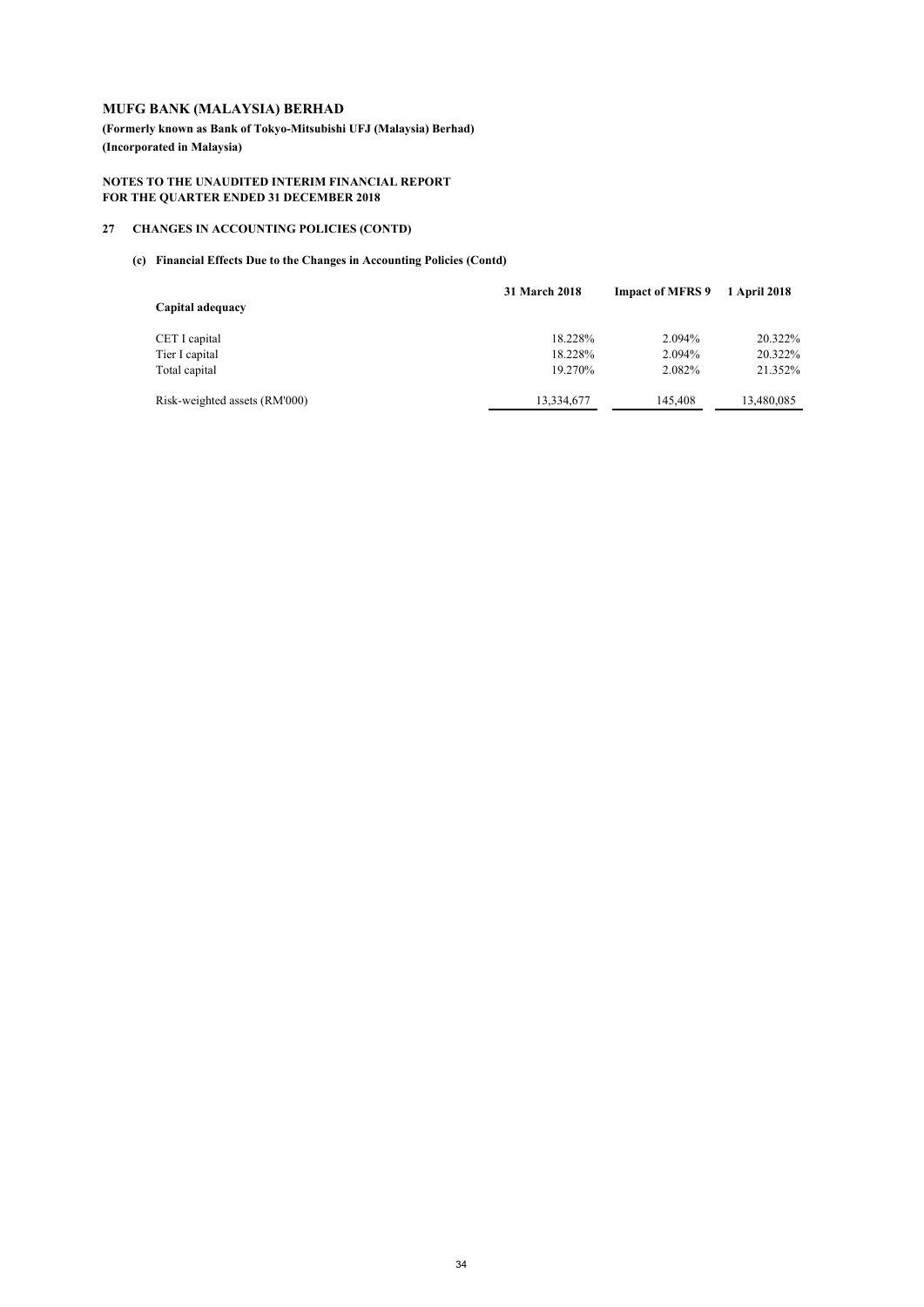# MUFG BANK (MALAYSIA) BERHAD

**(Formerly known as Bank of Tokyo-Mitsubishi UFJ (Malaysia) Berhad)**
**(Incorporated in Malaysia)**

**NOTES TO THE UNAUDITED INTERIM FINANCIAL REPORT**
**FOR THE QUARTER ENDED 31 DECEMBER 2018**

## 27 CHANGES IN ACCOUNTING POLICIES (CONTD)

### (c) Financial Effects Due to the Changes in Accounting Policies (Contd)

| | 31 March 2018 | Impact of MFRS 9 | 1 April 2018 |
|---|---|---|---|
| **Capital adequacy** | | | |
| CET I capital | 18.228% | 2.094% | 20.322% |
| Tier I capital | 18.228% | 2.094% | 20.322% |
| Total capital | 19.270% | 2.082% | 21.352% |
| Risk-weighted assets (RM'000) | 13,334,677 | 145,408 | 13,480,085 |